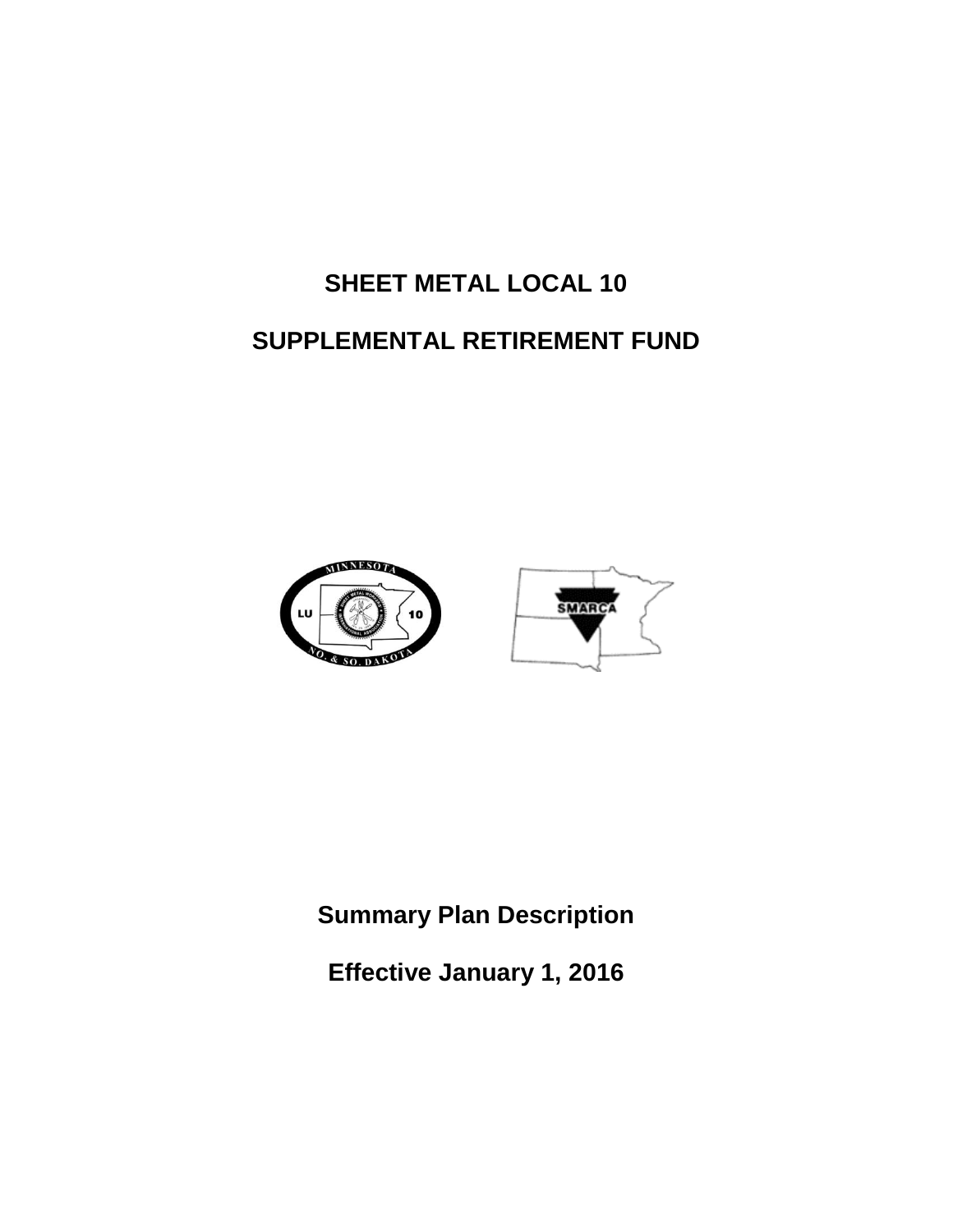# SHEET METAL LOCAL 10

# SUPPLEMENTAL RETIREMENT FUND

## Summary Plan Description

## Effective January 1, 2016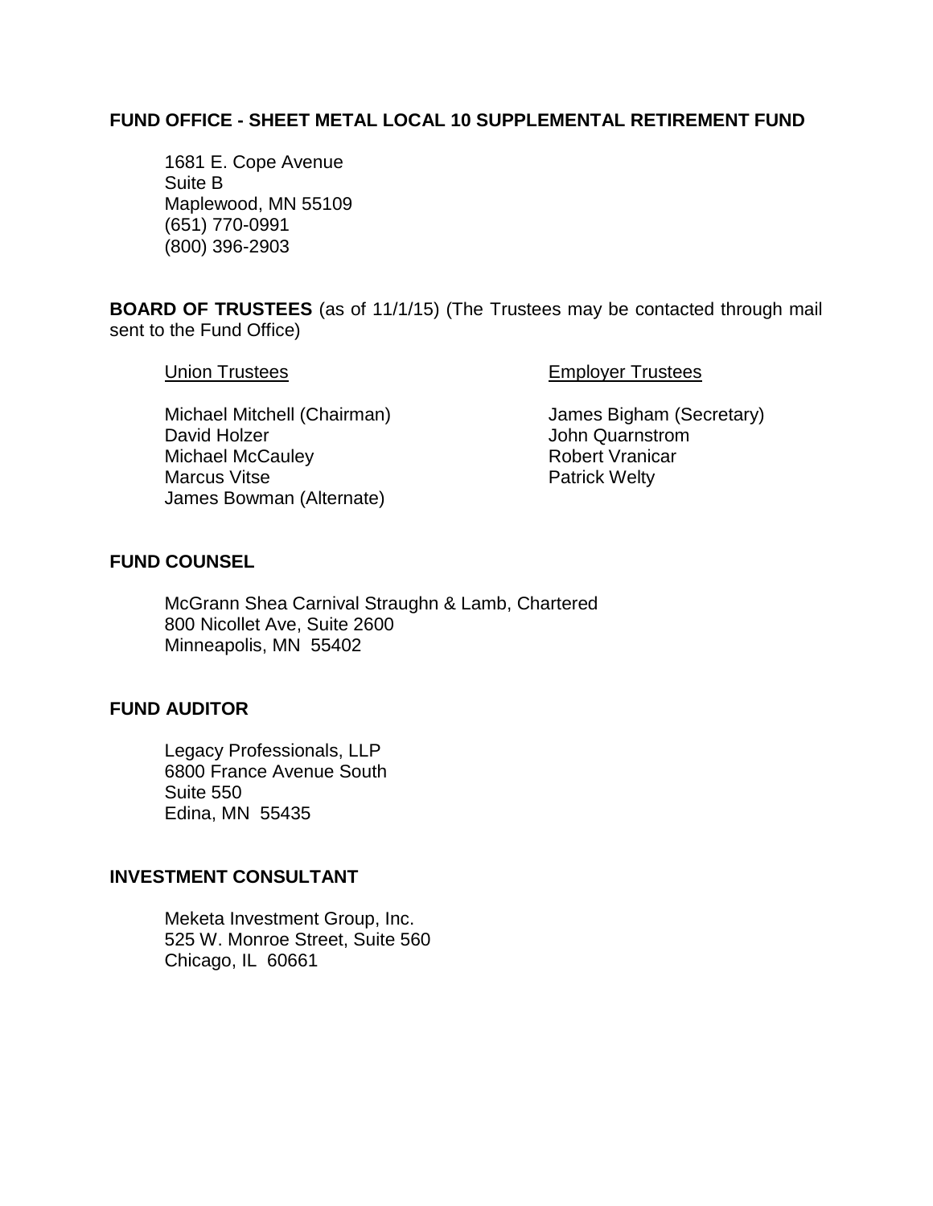**FUND OFFICE - SHEET METAL LOCAL 10 SUPPLEMENTAL RETIREMENT FUND**

1681 E. Cope Avenue
Suite B
Maplewood, MN 55109
(651) 770-0991
(800) 396-2903

**BOARD OF TRUSTEES** (as of 11/1/15) (The Trustees may be contacted through mail sent to the Fund Office)

| Union Trustees | Employer Trustees |
|---|---|
| Michael Mitchell (Chairman) | James Bigham (Secretary) |
| David Holzer | John Quarnstrom |
| Michael McCauley | Robert Vranicar |
| Marcus Vitse | Patrick Welty |
| James Bowman (Alternate) | |

**FUND COUNSEL**

McGrann Shea Carnival Straughn & Lamb, Chartered
800 Nicollet Ave, Suite 2600
Minneapolis, MN 55402

**FUND AUDITOR**

Legacy Professionals, LLP
6800 France Avenue South
Suite 550
Edina, MN 55435

**INVESTMENT CONSULTANT**

Meketa Investment Group, Inc.
525 W. Monroe Street, Suite 560
Chicago, IL 60661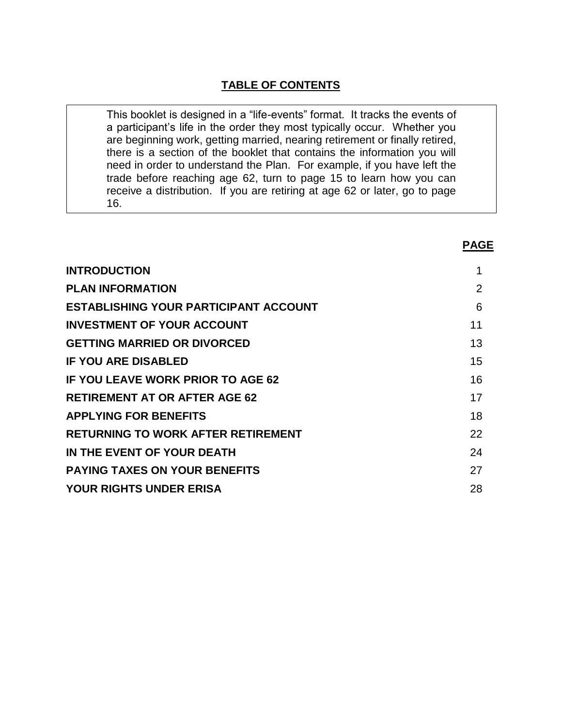# TABLE OF CONTENTS

> This booklet is designed in a "life-events" format. It tracks the events of a participant's life in the order they most typically occur. Whether you are beginning work, getting married, nearing retirement or finally retired, there is a section of the booklet that contains the information you will need in order to understand the Plan. For example, if you have left the trade before reaching age 62, turn to page 15 to learn how you can receive a distribution. If you are retiring at age 62 or later, go to page 16.

| | PAGE |
|---|---|
| **INTRODUCTION** | 1 |
| **PLAN INFORMATION** | 2 |
| **ESTABLISHING YOUR PARTICIPANT ACCOUNT** | 6 |
| **INVESTMENT OF YOUR ACCOUNT** | 11 |
| **GETTING MARRIED OR DIVORCED** | 13 |
| **IF YOU ARE DISABLED** | 15 |
| **IF YOU LEAVE WORK PRIOR TO AGE 62** | 16 |
| **RETIREMENT AT OR AFTER AGE 62** | 17 |
| **APPLYING FOR BENEFITS** | 18 |
| **RETURNING TO WORK AFTER RETIREMENT** | 22 |
| **IN THE EVENT OF YOUR DEATH** | 24 |
| **PAYING TAXES ON YOUR BENEFITS** | 27 |
| **YOUR RIGHTS UNDER ERISA** | 28 |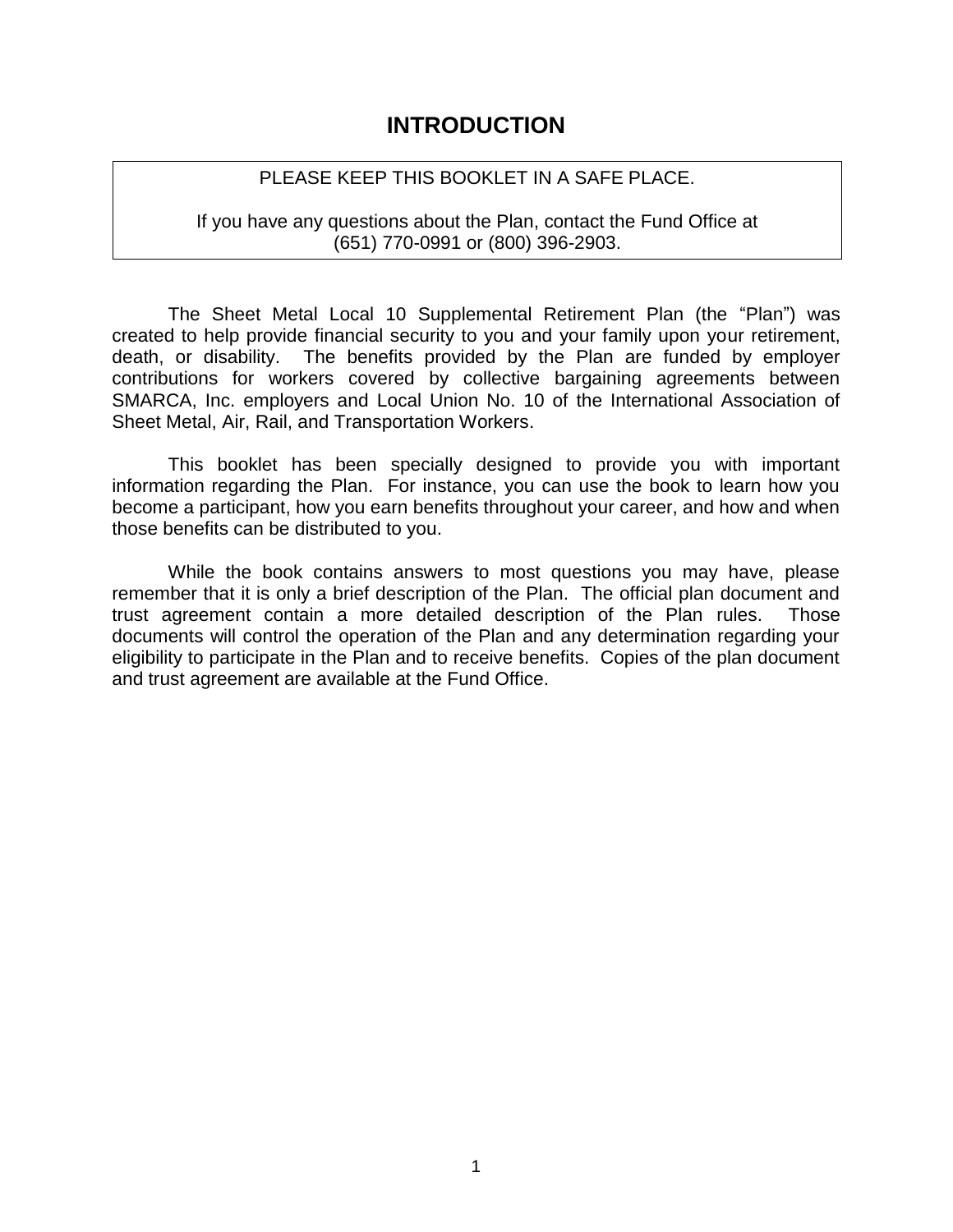# INTRODUCTION

> PLEASE KEEP THIS BOOKLET IN A SAFE PLACE.
>
> If you have any questions about the Plan, contact the Fund Office at (651) 770-0991 or (800) 396-2903.

The Sheet Metal Local 10 Supplemental Retirement Plan (the "Plan") was created to help provide financial security to you and your family upon your retirement, death, or disability. The benefits provided by the Plan are funded by employer contributions for workers covered by collective bargaining agreements between SMARCA, Inc. employers and Local Union No. 10 of the International Association of Sheet Metal, Air, Rail, and Transportation Workers.

This booklet has been specially designed to provide you with important information regarding the Plan. For instance, you can use the book to learn how you become a participant, how you earn benefits throughout your career, and how and when those benefits can be distributed to you.

While the book contains answers to most questions you may have, please remember that it is only a brief description of the Plan. The official plan document and trust agreement contain a more detailed description of the Plan rules. Those documents will control the operation of the Plan and any determination regarding your eligibility to participate in the Plan and to receive benefits. Copies of the plan document and trust agreement are available at the Fund Office.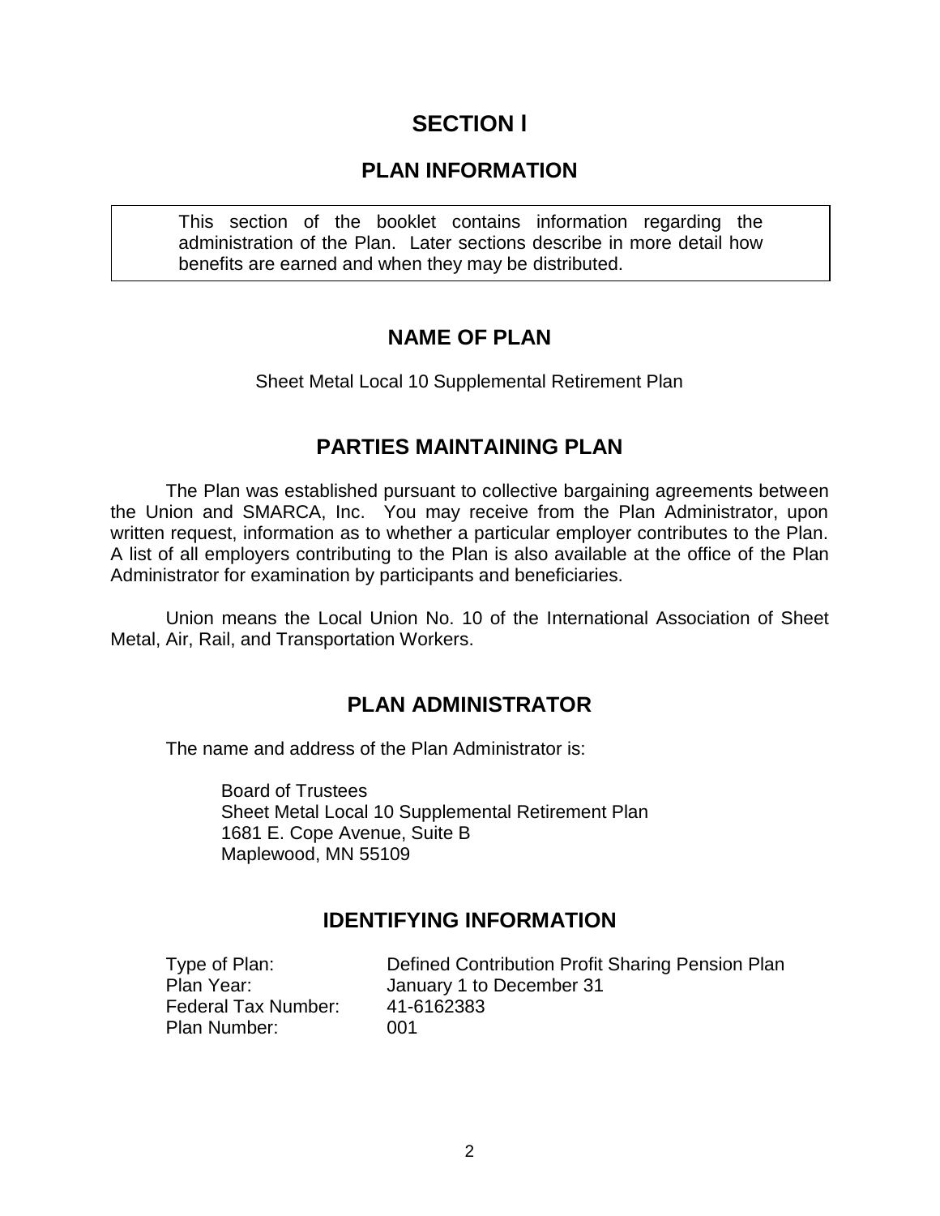# SECTION I

## PLAN INFORMATION

This section of the booklet contains information regarding the administration of the Plan. Later sections describe in more detail how benefits are earned and when they may be distributed.

## NAME OF PLAN

Sheet Metal Local 10 Supplemental Retirement Plan

## PARTIES MAINTAINING PLAN

The Plan was established pursuant to collective bargaining agreements between the Union and SMARCA, Inc. You may receive from the Plan Administrator, upon written request, information as to whether a particular employer contributes to the Plan. A list of all employers contributing to the Plan is also available at the office of the Plan Administrator for examination by participants and beneficiaries.

Union means the Local Union No. 10 of the International Association of Sheet Metal, Air, Rail, and Transportation Workers.

## PLAN ADMINISTRATOR

The name and address of the Plan Administrator is:

Board of Trustees
Sheet Metal Local 10 Supplemental Retirement Plan
1681 E. Cope Avenue, Suite B
Maplewood, MN 55109

## IDENTIFYING INFORMATION

| | |
|---|---|
| Type of Plan: | Defined Contribution Profit Sharing Pension Plan |
| Plan Year: | January 1 to December 31 |
| Federal Tax Number: | 41-6162383 |
| Plan Number: | 001 |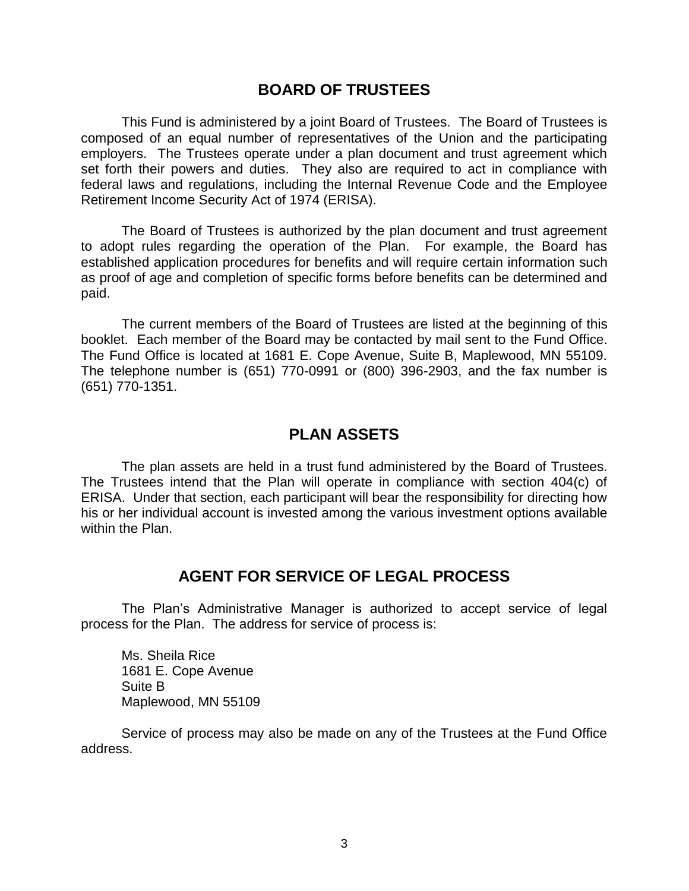## BOARD OF TRUSTEES

This Fund is administered by a joint Board of Trustees. The Board of Trustees is composed of an equal number of representatives of the Union and the participating employers. The Trustees operate under a plan document and trust agreement which set forth their powers and duties. They also are required to act in compliance with federal laws and regulations, including the Internal Revenue Code and the Employee Retirement Income Security Act of 1974 (ERISA).

The Board of Trustees is authorized by the plan document and trust agreement to adopt rules regarding the operation of the Plan. For example, the Board has established application procedures for benefits and will require certain information such as proof of age and completion of specific forms before benefits can be determined and paid.

The current members of the Board of Trustees are listed at the beginning of this booklet. Each member of the Board may be contacted by mail sent to the Fund Office. The Fund Office is located at 1681 E. Cope Avenue, Suite B, Maplewood, MN 55109. The telephone number is (651) 770-0991 or (800) 396-2903, and the fax number is (651) 770-1351.

## PLAN ASSETS

The plan assets are held in a trust fund administered by the Board of Trustees. The Trustees intend that the Plan will operate in compliance with section 404(c) of ERISA. Under that section, each participant will bear the responsibility for directing how his or her individual account is invested among the various investment options available within the Plan.

## AGENT FOR SERVICE OF LEGAL PROCESS

The Plan's Administrative Manager is authorized to accept service of legal process for the Plan. The address for service of process is:

Ms. Sheila Rice
1681 E. Cope Avenue
Suite B
Maplewood, MN 55109

Service of process may also be made on any of the Trustees at the Fund Office address.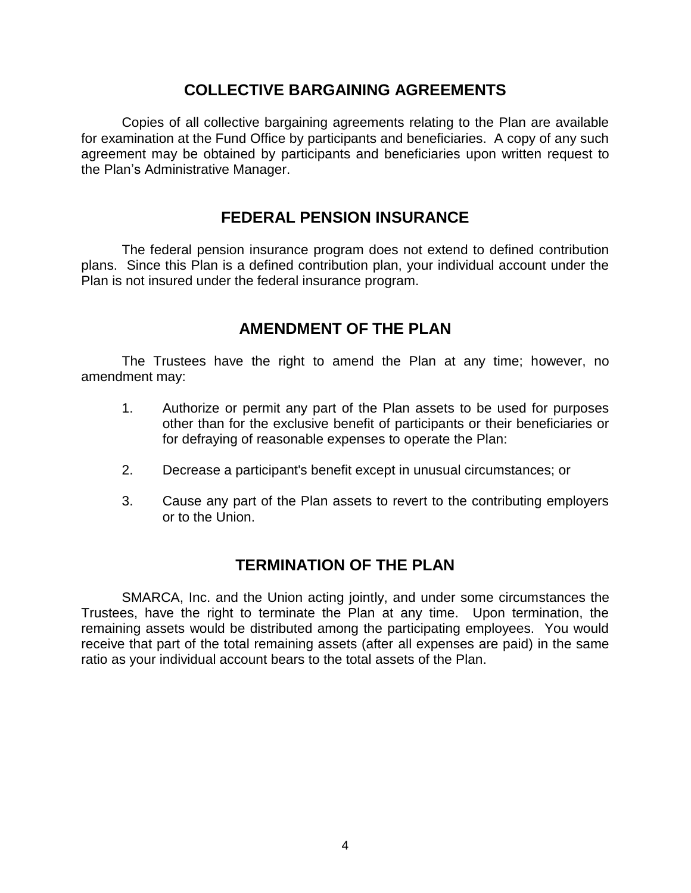## COLLECTIVE BARGAINING AGREEMENTS

Copies of all collective bargaining agreements relating to the Plan are available for examination at the Fund Office by participants and beneficiaries. A copy of any such agreement may be obtained by participants and beneficiaries upon written request to the Plan's Administrative Manager.

## FEDERAL PENSION INSURANCE

The federal pension insurance program does not extend to defined contribution plans. Since this Plan is a defined contribution plan, your individual account under the Plan is not insured under the federal insurance program.

## AMENDMENT OF THE PLAN

The Trustees have the right to amend the Plan at any time; however, no amendment may:

1. Authorize or permit any part of the Plan assets to be used for purposes other than for the exclusive benefit of participants or their beneficiaries or for defraying of reasonable expenses to operate the Plan:

2. Decrease a participant's benefit except in unusual circumstances; or

3. Cause any part of the Plan assets to revert to the contributing employers or to the Union.

## TERMINATION OF THE PLAN

SMARCA, Inc. and the Union acting jointly, and under some circumstances the Trustees, have the right to terminate the Plan at any time. Upon termination, the remaining assets would be distributed among the participating employees. You would receive that part of the total remaining assets (after all expenses are paid) in the same ratio as your individual account bears to the total assets of the Plan.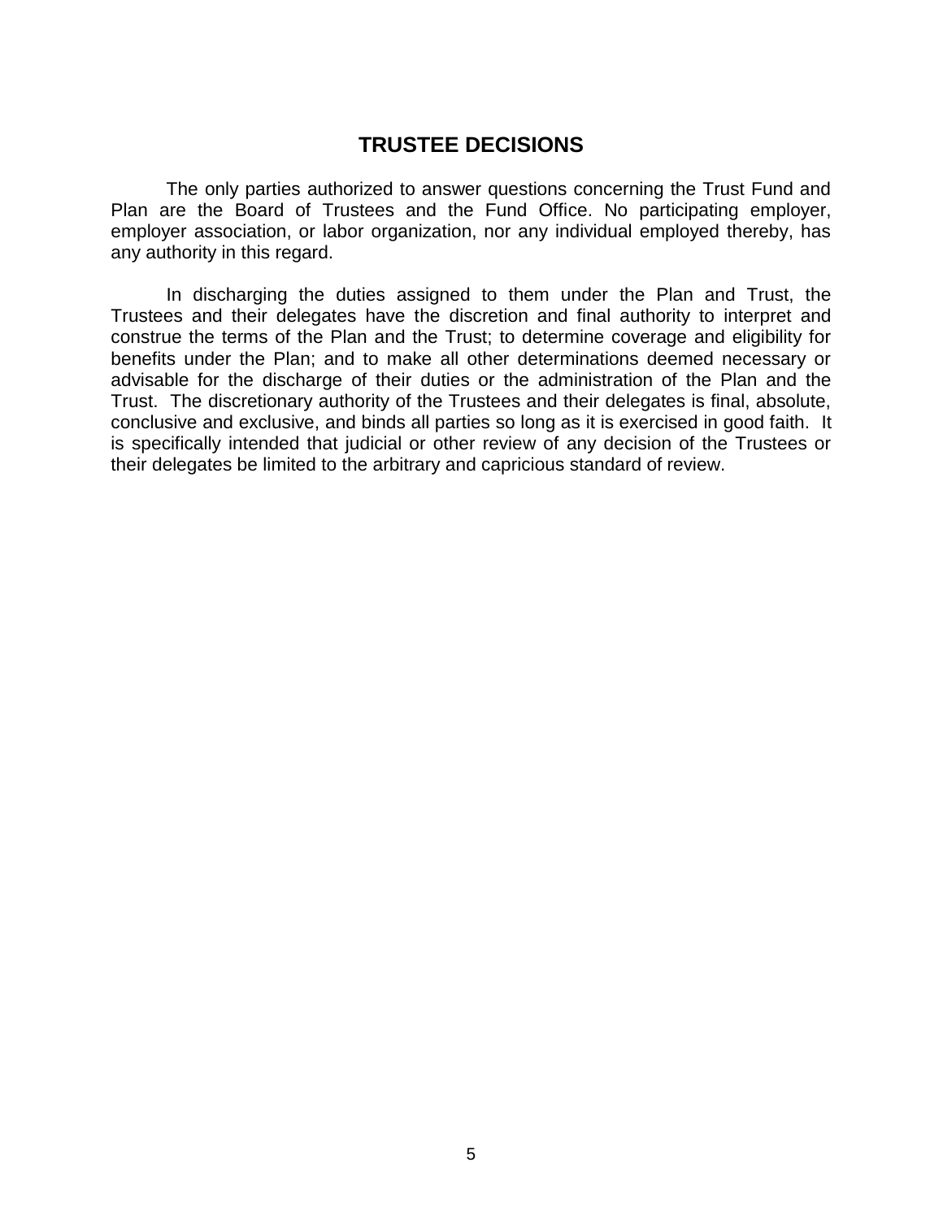## TRUSTEE DECISIONS

The only parties authorized to answer questions concerning the Trust Fund and Plan are the Board of Trustees and the Fund Office. No participating employer, employer association, or labor organization, nor any individual employed thereby, has any authority in this regard.

In discharging the duties assigned to them under the Plan and Trust, the Trustees and their delegates have the discretion and final authority to interpret and construe the terms of the Plan and the Trust; to determine coverage and eligibility for benefits under the Plan; and to make all other determinations deemed necessary or advisable for the discharge of their duties or the administration of the Plan and the Trust. The discretionary authority of the Trustees and their delegates is final, absolute, conclusive and exclusive, and binds all parties so long as it is exercised in good faith. It is specifically intended that judicial or other review of any decision of the Trustees or their delegates be limited to the arbitrary and capricious standard of review.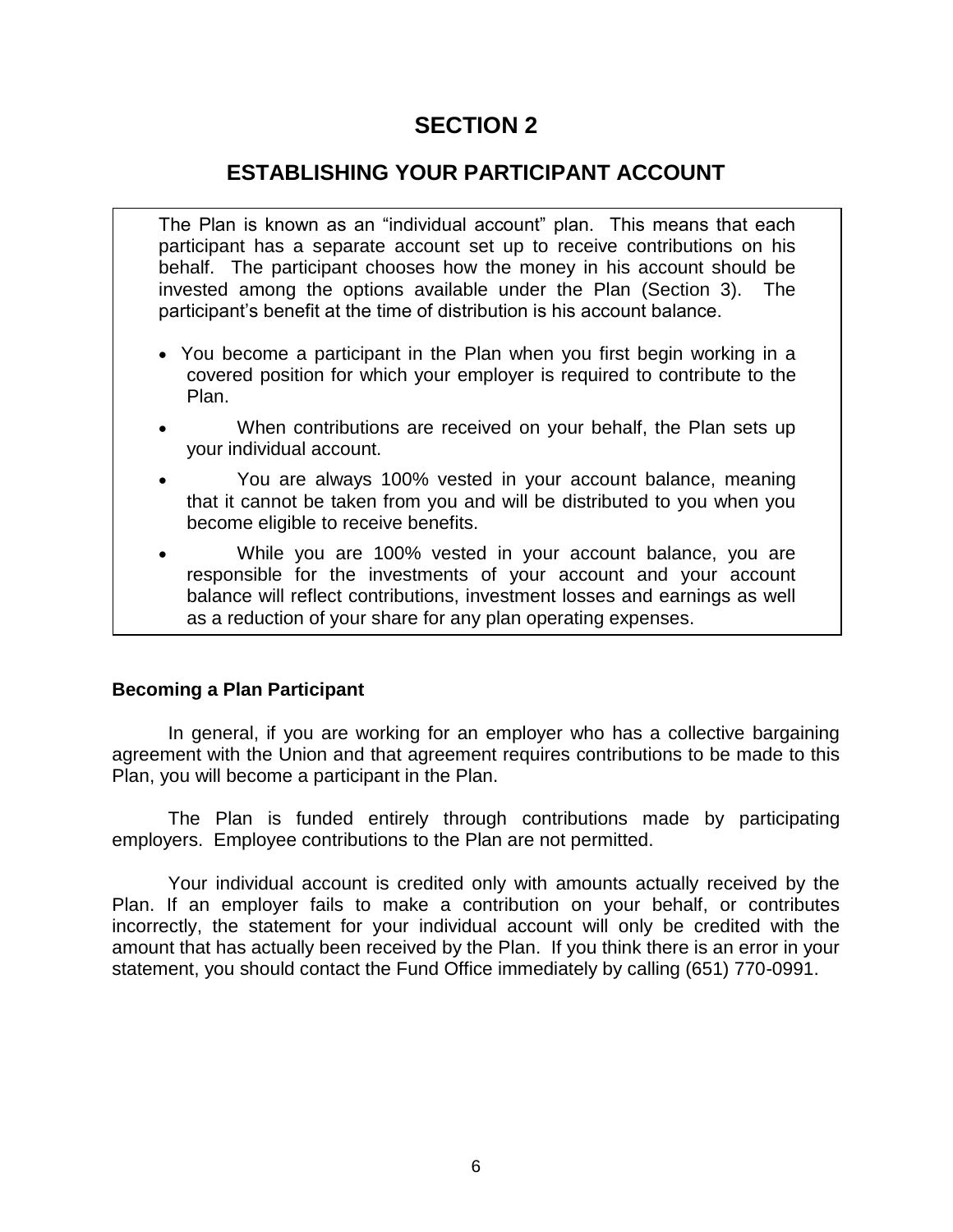# SECTION 2

## ESTABLISHING YOUR PARTICIPANT ACCOUNT

The Plan is known as an “individual account” plan. This means that each participant has a separate account set up to receive contributions on his behalf. The participant chooses how the money in his account should be invested among the options available under the Plan (Section 3). The participant’s benefit at the time of distribution is his account balance.

- You become a participant in the Plan when you first begin working in a covered position for which your employer is required to contribute to the Plan.
- When contributions are received on your behalf, the Plan sets up your individual account.
- You are always 100% vested in your account balance, meaning that it cannot be taken from you and will be distributed to you when you become eligible to receive benefits.
- While you are 100% vested in your account balance, you are responsible for the investments of your account and your account balance will reflect contributions, investment losses and earnings as well as a reduction of your share for any plan operating expenses.

### Becoming a Plan Participant

In general, if you are working for an employer who has a collective bargaining agreement with the Union and that agreement requires contributions to be made to this Plan, you will become a participant in the Plan.

The Plan is funded entirely through contributions made by participating employers. Employee contributions to the Plan are not permitted.

Your individual account is credited only with amounts actually received by the Plan. If an employer fails to make a contribution on your behalf, or contributes incorrectly, the statement for your individual account will only be credited with the amount that has actually been received by the Plan. If you think there is an error in your statement, you should contact the Fund Office immediately by calling (651) 770-0991.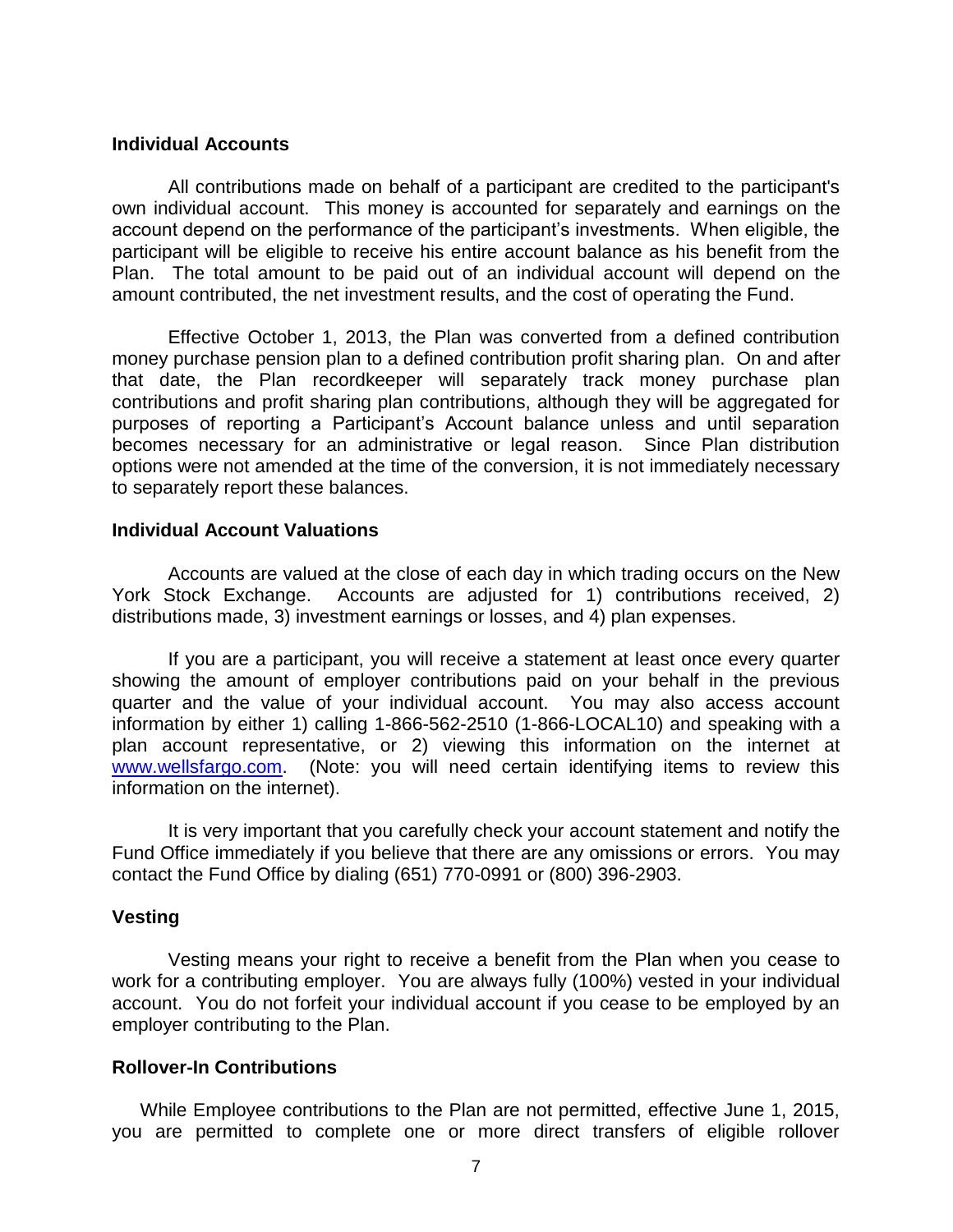## Individual Accounts

All contributions made on behalf of a participant are credited to the participant's own individual account. This money is accounted for separately and earnings on the account depend on the performance of the participant's investments. When eligible, the participant will be eligible to receive his entire account balance as his benefit from the Plan. The total amount to be paid out of an individual account will depend on the amount contributed, the net investment results, and the cost of operating the Fund.

Effective October 1, 2013, the Plan was converted from a defined contribution money purchase pension plan to a defined contribution profit sharing plan. On and after that date, the Plan recordkeeper will separately track money purchase plan contributions and profit sharing plan contributions, although they will be aggregated for purposes of reporting a Participant's Account balance unless and until separation becomes necessary for an administrative or legal reason. Since Plan distribution options were not amended at the time of the conversion, it is not immediately necessary to separately report these balances.

## Individual Account Valuations

Accounts are valued at the close of each day in which trading occurs on the New York Stock Exchange. Accounts are adjusted for 1) contributions received, 2) distributions made, 3) investment earnings or losses, and 4) plan expenses.

If you are a participant, you will receive a statement at least once every quarter showing the amount of employer contributions paid on your behalf in the previous quarter and the value of your individual account. You may also access account information by either 1) calling 1-866-562-2510 (1-866-LOCAL10) and speaking with a plan account representative, or 2) viewing this information on the internet at [www.wellsfargo.com](http://www.wellsfargo.com). (Note: you will need certain identifying items to review this information on the internet).

It is very important that you carefully check your account statement and notify the Fund Office immediately if you believe that there are any omissions or errors. You may contact the Fund Office by dialing (651) 770-0991 or (800) 396-2903.

## Vesting

Vesting means your right to receive a benefit from the Plan when you cease to work for a contributing employer. You are always fully (100%) vested in your individual account. You do not forfeit your individual account if you cease to be employed by an employer contributing to the Plan.

## Rollover-In Contributions

While Employee contributions to the Plan are not permitted, effective June 1, 2015, you are permitted to complete one or more direct transfers of eligible rollover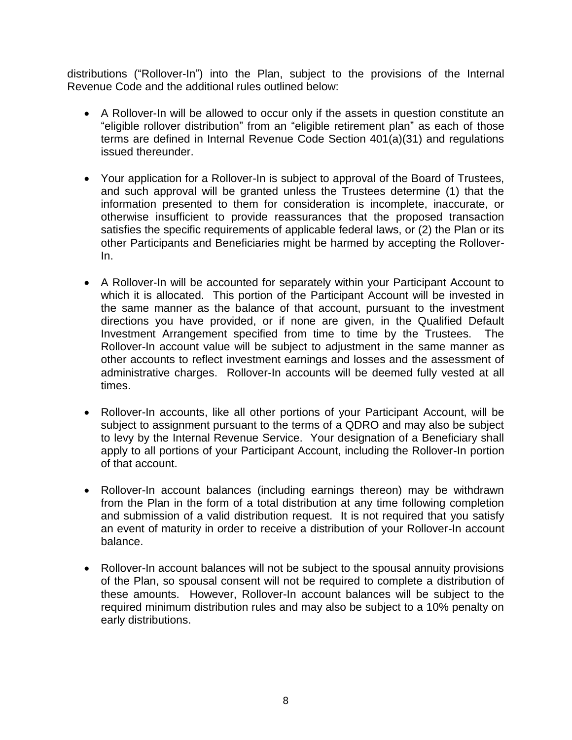distributions ("Rollover-In") into the Plan, subject to the provisions of the Internal Revenue Code and the additional rules outlined below:

- A Rollover-In will be allowed to occur only if the assets in question constitute an "eligible rollover distribution" from an "eligible retirement plan" as each of those terms are defined in Internal Revenue Code Section 401(a)(31) and regulations issued thereunder.

- Your application for a Rollover-In is subject to approval of the Board of Trustees, and such approval will be granted unless the Trustees determine (1) that the information presented to them for consideration is incomplete, inaccurate, or otherwise insufficient to provide reassurances that the proposed transaction satisfies the specific requirements of applicable federal laws, or (2) the Plan or its other Participants and Beneficiaries might be harmed by accepting the Rollover-In.

- A Rollover-In will be accounted for separately within your Participant Account to which it is allocated. This portion of the Participant Account will be invested in the same manner as the balance of that account, pursuant to the investment directions you have provided, or if none are given, in the Qualified Default Investment Arrangement specified from time to time by the Trustees. The Rollover-In account value will be subject to adjustment in the same manner as other accounts to reflect investment earnings and losses and the assessment of administrative charges. Rollover-In accounts will be deemed fully vested at all times.

- Rollover-In accounts, like all other portions of your Participant Account, will be subject to assignment pursuant to the terms of a QDRO and may also be subject to levy by the Internal Revenue Service. Your designation of a Beneficiary shall apply to all portions of your Participant Account, including the Rollover-In portion of that account.

- Rollover-In account balances (including earnings thereon) may be withdrawn from the Plan in the form of a total distribution at any time following completion and submission of a valid distribution request. It is not required that you satisfy an event of maturity in order to receive a distribution of your Rollover-In account balance.

- Rollover-In account balances will not be subject to the spousal annuity provisions of the Plan, so spousal consent will not be required to complete a distribution of these amounts. However, Rollover-In account balances will be subject to the required minimum distribution rules and may also be subject to a 10% penalty on early distributions.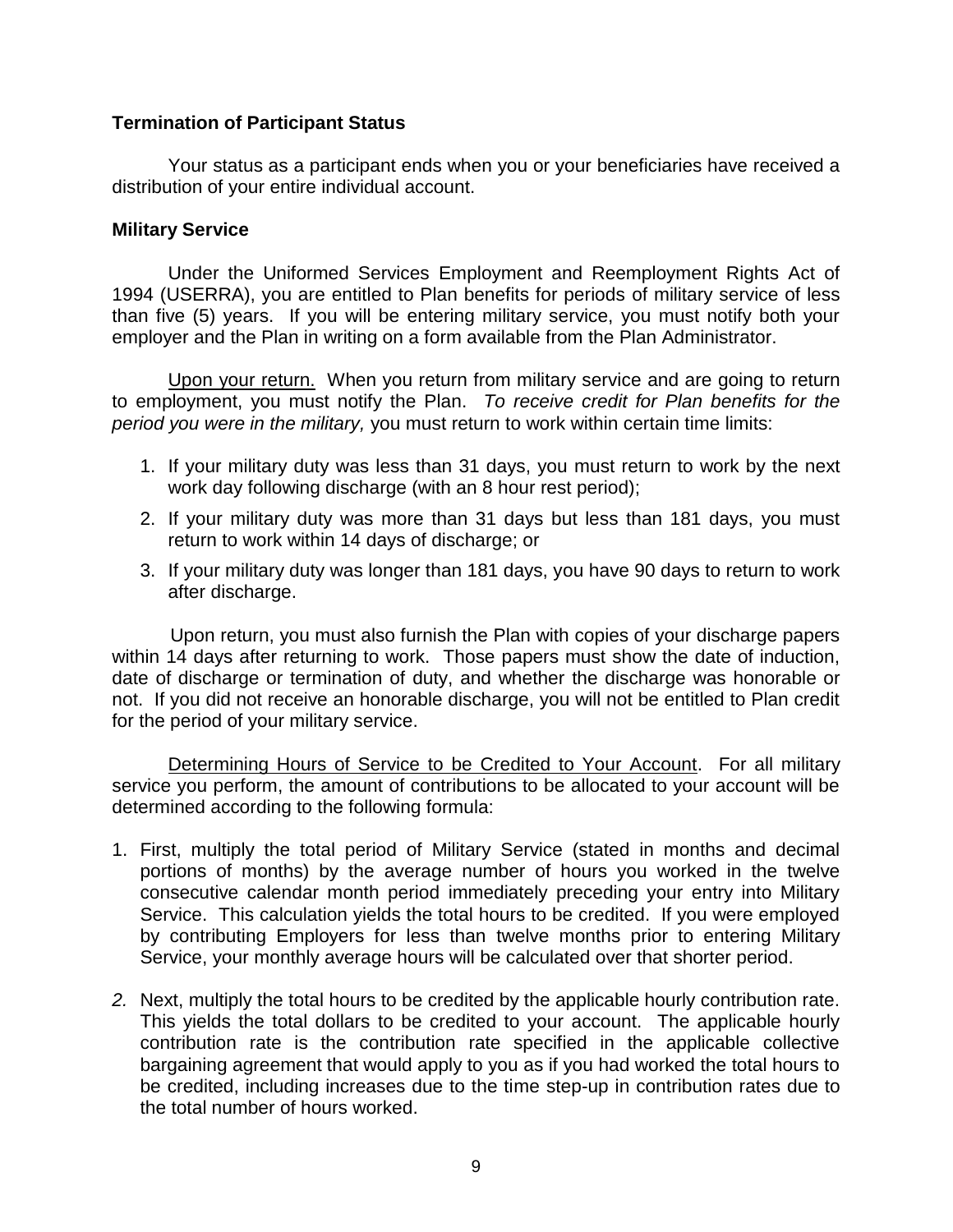**Termination of Participant Status**

Your status as a participant ends when you or your beneficiaries have received a distribution of your entire individual account.

**Military Service**

Under the Uniformed Services Employment and Reemployment Rights Act of 1994 (USERRA), you are entitled to Plan benefits for periods of military service of less than five (5) years. If you will be entering military service, you must notify both your employer and the Plan in writing on a form available from the Plan Administrator.

<u>Upon your return.</u> When you return from military service and are going to return to employment, you must notify the Plan. *To receive credit for Plan benefits for the period you were in the military,* you must return to work within certain time limits:

1. If your military duty was less than 31 days, you must return to work by the next work day following discharge (with an 8 hour rest period);
2. If your military duty was more than 31 days but less than 181 days, you must return to work within 14 days of discharge; or
3. If your military duty was longer than 181 days, you have 90 days to return to work after discharge.

Upon return, you must also furnish the Plan with copies of your discharge papers within 14 days after returning to work. Those papers must show the date of induction, date of discharge or termination of duty, and whether the discharge was honorable or not. If you did not receive an honorable discharge, you will not be entitled to Plan credit for the period of your military service.

<u>Determining Hours of Service to be Credited to Your Account</u>. For all military service you perform, the amount of contributions to be allocated to your account will be determined according to the following formula:

1. First, multiply the total period of Military Service (stated in months and decimal portions of months) by the average number of hours you worked in the twelve consecutive calendar month period immediately preceding your entry into Military Service. This calculation yields the total hours to be credited. If you were employed by contributing Employers for less than twelve months prior to entering Military Service, your monthly average hours will be calculated over that shorter period.

2. Next, multiply the total hours to be credited by the applicable hourly contribution rate. This yields the total dollars to be credited to your account. The applicable hourly contribution rate is the contribution rate specified in the applicable collective bargaining agreement that would apply to you as if you had worked the total hours to be credited, including increases due to the time step-up in contribution rates due to the total number of hours worked.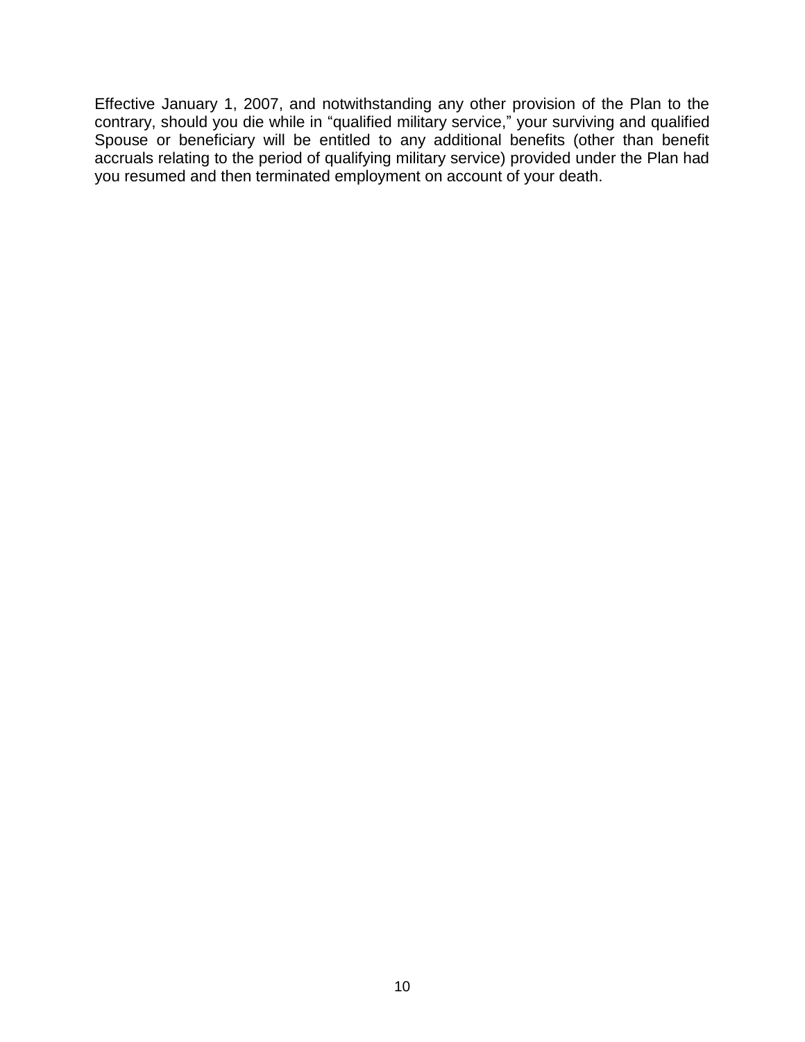Effective January 1, 2007, and notwithstanding any other provision of the Plan to the contrary, should you die while in "qualified military service," your surviving and qualified Spouse or beneficiary will be entitled to any additional benefits (other than benefit accruals relating to the period of qualifying military service) provided under the Plan had you resumed and then terminated employment on account of your death.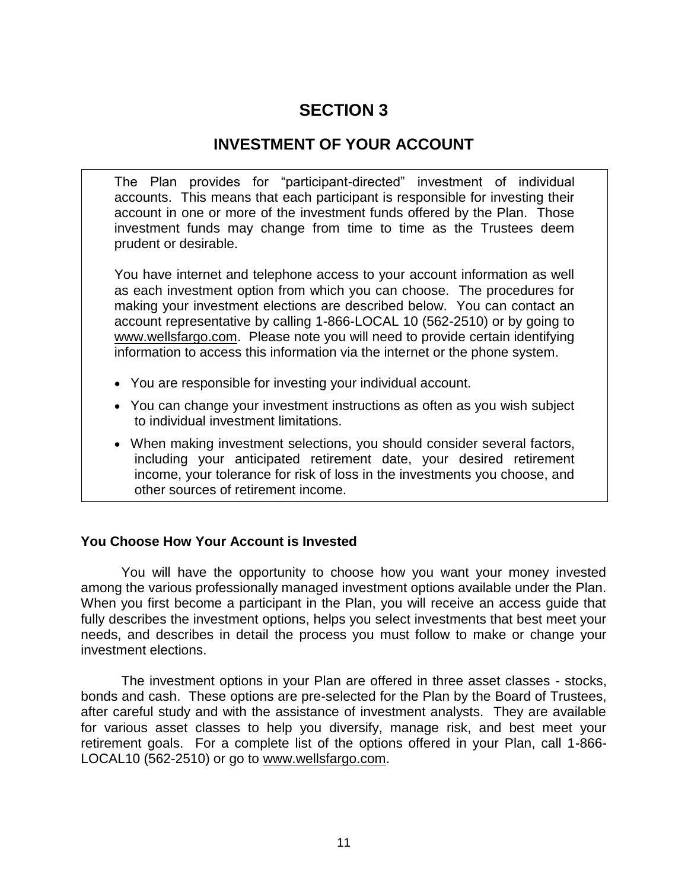# SECTION 3

## INVESTMENT OF YOUR ACCOUNT

The Plan provides for "participant-directed" investment of individual accounts. This means that each participant is responsible for investing their account in one or more of the investment funds offered by the Plan. Those investment funds may change from time to time as the Trustees deem prudent or desirable.

You have internet and telephone access to your account information as well as each investment option from which you can choose. The procedures for making your investment elections are described below. You can contact an account representative by calling 1-866-LOCAL 10 (562-2510) or by going to www.wellsfargo.com. Please note you will need to provide certain identifying information to access this information via the internet or the phone system.

- You are responsible for investing your individual account.
- You can change your investment instructions as often as you wish subject to individual investment limitations.
- When making investment selections, you should consider several factors, including your anticipated retirement date, your desired retirement income, your tolerance for risk of loss in the investments you choose, and other sources of retirement income.

### You Choose How Your Account is Invested

You will have the opportunity to choose how you want your money invested among the various professionally managed investment options available under the Plan. When you first become a participant in the Plan, you will receive an access guide that fully describes the investment options, helps you select investments that best meet your needs, and describes in detail the process you must follow to make or change your investment elections.

The investment options in your Plan are offered in three asset classes - stocks, bonds and cash. These options are pre-selected for the Plan by the Board of Trustees, after careful study and with the assistance of investment analysts. They are available for various asset classes to help you diversify, manage risk, and best meet your retirement goals. For a complete list of the options offered in your Plan, call 1-866-LOCAL10 (562-2510) or go to www.wellsfargo.com.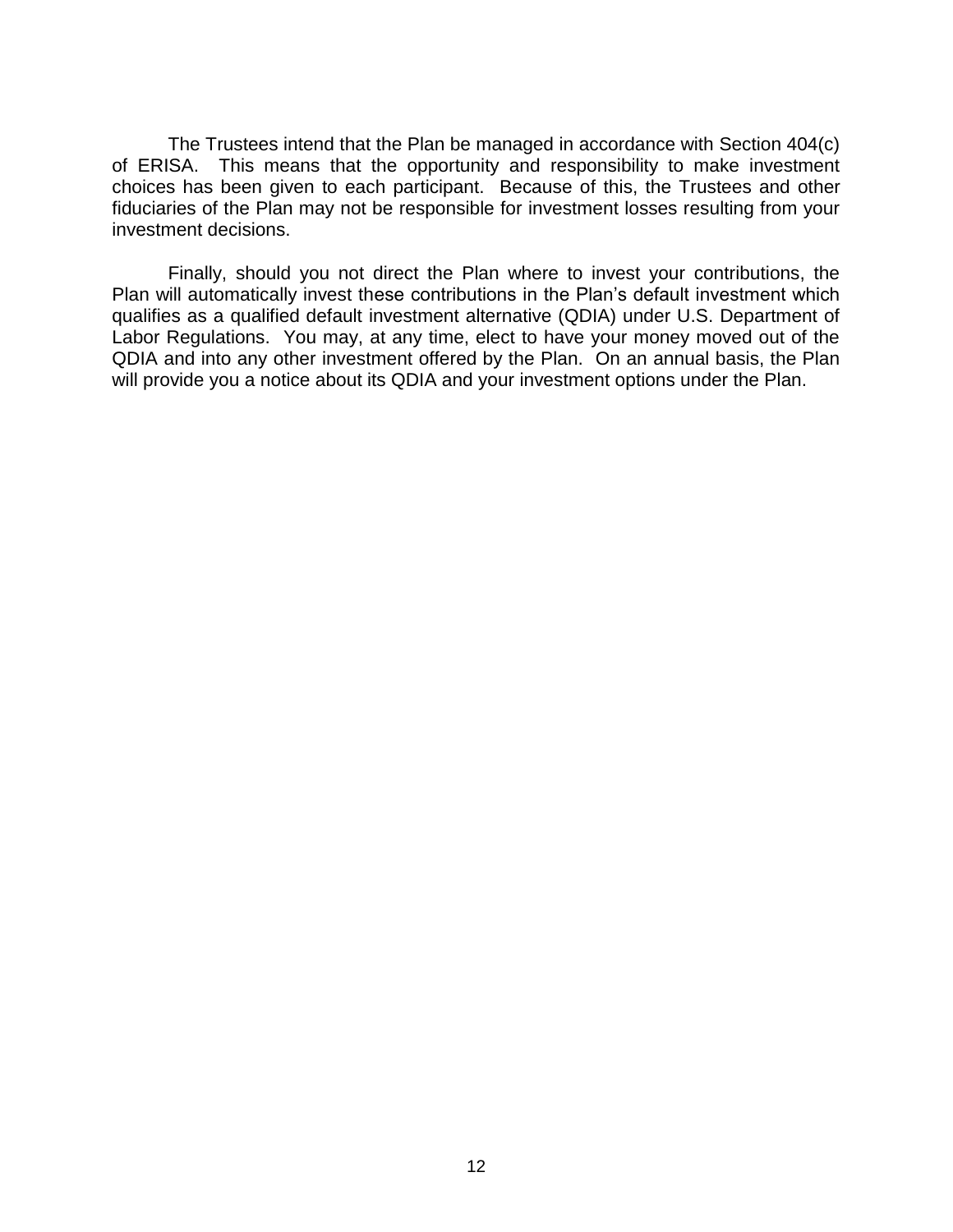The Trustees intend that the Plan be managed in accordance with Section 404(c) of ERISA. This means that the opportunity and responsibility to make investment choices has been given to each participant. Because of this, the Trustees and other fiduciaries of the Plan may not be responsible for investment losses resulting from your investment decisions.

Finally, should you not direct the Plan where to invest your contributions, the Plan will automatically invest these contributions in the Plan's default investment which qualifies as a qualified default investment alternative (QDIA) under U.S. Department of Labor Regulations. You may, at any time, elect to have your money moved out of the QDIA and into any other investment offered by the Plan. On an annual basis, the Plan will provide you a notice about its QDIA and your investment options under the Plan.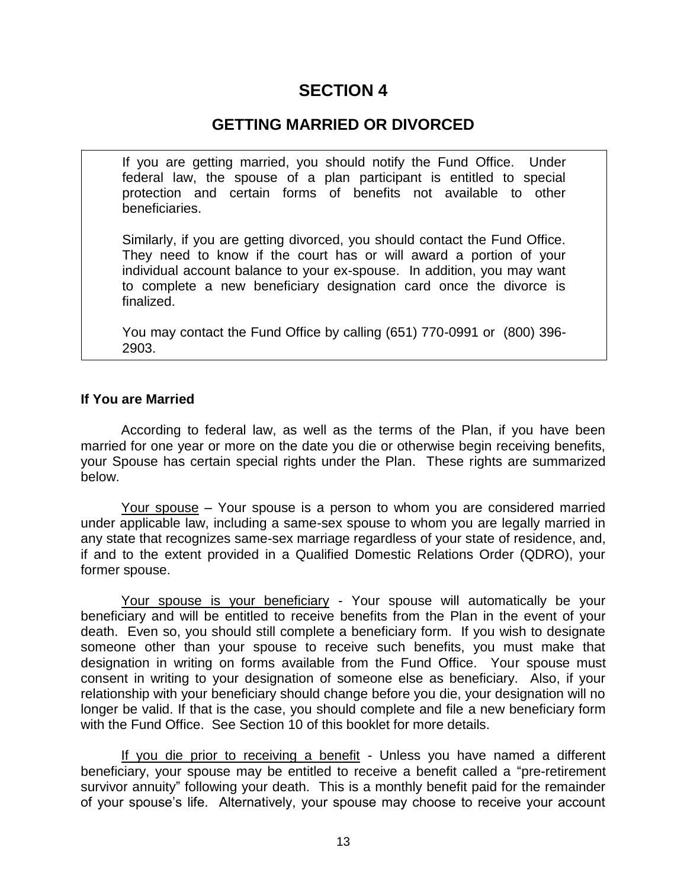# SECTION 4

## GETTING MARRIED OR DIVORCED

> If you are getting married, you should notify the Fund Office. Under federal law, the spouse of a plan participant is entitled to special protection and certain forms of benefits not available to other beneficiaries.
>
> Similarly, if you are getting divorced, you should contact the Fund Office. They need to know if the court has or will award a portion of your individual account balance to your ex-spouse. In addition, you may want to complete a new beneficiary designation card once the divorce is finalized.
>
> You may contact the Fund Office by calling (651) 770-0991 or (800) 396-2903.

**If You are Married**

According to federal law, as well as the terms of the Plan, if you have been married for one year or more on the date you die or otherwise begin receiving benefits, your Spouse has certain special rights under the Plan. These rights are summarized below.

Your spouse – Your spouse is a person to whom you are considered married under applicable law, including a same-sex spouse to whom you are legally married in any state that recognizes same-sex marriage regardless of your state of residence, and, if and to the extent provided in a Qualified Domestic Relations Order (QDRO), your former spouse.

Your spouse is your beneficiary - Your spouse will automatically be your beneficiary and will be entitled to receive benefits from the Plan in the event of your death. Even so, you should still complete a beneficiary form. If you wish to designate someone other than your spouse to receive such benefits, you must make that designation in writing on forms available from the Fund Office. Your spouse must consent in writing to your designation of someone else as beneficiary. Also, if your relationship with your beneficiary should change before you die, your designation will no longer be valid. If that is the case, you should complete and file a new beneficiary form with the Fund Office. See Section 10 of this booklet for more details.

If you die prior to receiving a benefit - Unless you have named a different beneficiary, your spouse may be entitled to receive a benefit called a "pre-retirement survivor annuity" following your death. This is a monthly benefit paid for the remainder of your spouse's life. Alternatively, your spouse may choose to receive your account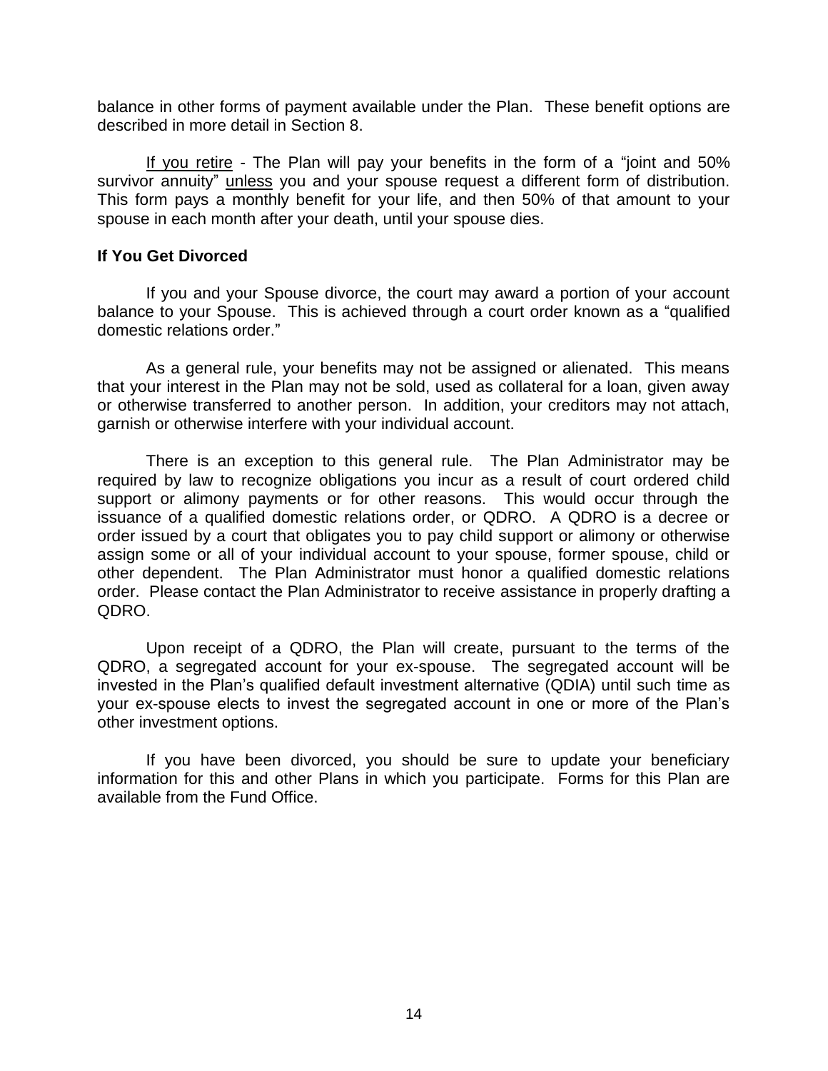balance in other forms of payment available under the Plan. These benefit options are described in more detail in Section 8.

If you retire - The Plan will pay your benefits in the form of a "joint and 50% survivor annuity" unless you and your spouse request a different form of distribution. This form pays a monthly benefit for your life, and then 50% of that amount to your spouse in each month after your death, until your spouse dies.

**If You Get Divorced**

If you and your Spouse divorce, the court may award a portion of your account balance to your Spouse. This is achieved through a court order known as a "qualified domestic relations order."

As a general rule, your benefits may not be assigned or alienated. This means that your interest in the Plan may not be sold, used as collateral for a loan, given away or otherwise transferred to another person. In addition, your creditors may not attach, garnish or otherwise interfere with your individual account.

There is an exception to this general rule. The Plan Administrator may be required by law to recognize obligations you incur as a result of court ordered child support or alimony payments or for other reasons. This would occur through the issuance of a qualified domestic relations order, or QDRO. A QDRO is a decree or order issued by a court that obligates you to pay child support or alimony or otherwise assign some or all of your individual account to your spouse, former spouse, child or other dependent. The Plan Administrator must honor a qualified domestic relations order. Please contact the Plan Administrator to receive assistance in properly drafting a QDRO.

Upon receipt of a QDRO, the Plan will create, pursuant to the terms of the QDRO, a segregated account for your ex-spouse. The segregated account will be invested in the Plan's qualified default investment alternative (QDIA) until such time as your ex-spouse elects to invest the segregated account in one or more of the Plan's other investment options.

If you have been divorced, you should be sure to update your beneficiary information for this and other Plans in which you participate. Forms for this Plan are available from the Fund Office.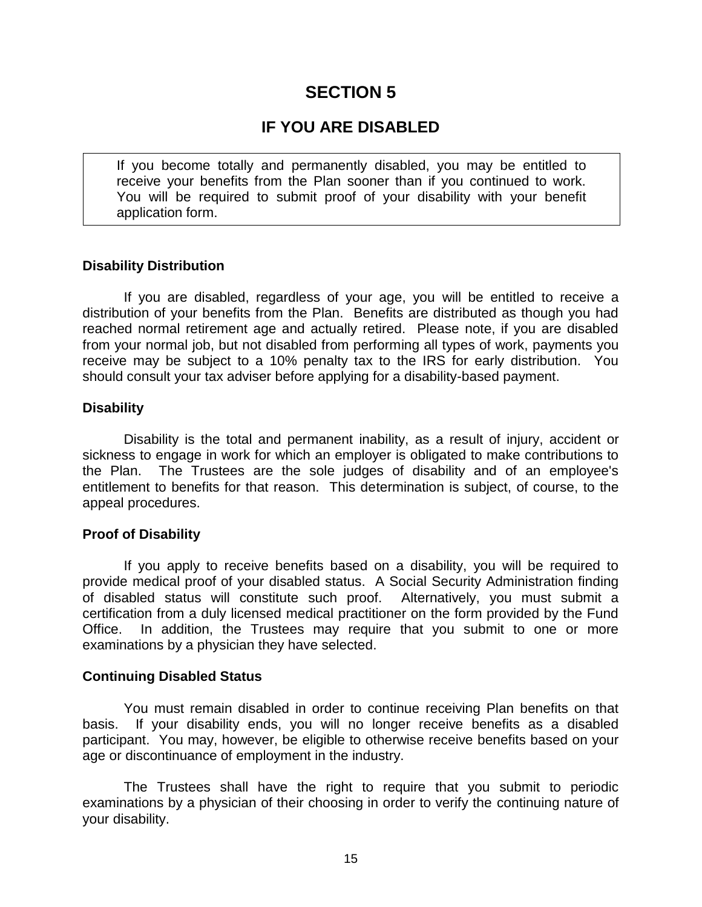# SECTION 5

## IF YOU ARE DISABLED

> If you become totally and permanently disabled, you may be entitled to receive your benefits from the Plan sooner than if you continued to work. You will be required to submit proof of your disability with your benefit application form.

**Disability Distribution**

If you are disabled, regardless of your age, you will be entitled to receive a distribution of your benefits from the Plan. Benefits are distributed as though you had reached normal retirement age and actually retired. Please note, if you are disabled from your normal job, but not disabled from performing all types of work, payments you receive may be subject to a 10% penalty tax to the IRS for early distribution. You should consult your tax adviser before applying for a disability-based payment.

**Disability**

Disability is the total and permanent inability, as a result of injury, accident or sickness to engage in work for which an employer is obligated to make contributions to the Plan. The Trustees are the sole judges of disability and of an employee's entitlement to benefits for that reason. This determination is subject, of course, to the appeal procedures.

**Proof of Disability**

If you apply to receive benefits based on a disability, you will be required to provide medical proof of your disabled status. A Social Security Administration finding of disabled status will constitute such proof. Alternatively, you must submit a certification from a duly licensed medical practitioner on the form provided by the Fund Office. In addition, the Trustees may require that you submit to one or more examinations by a physician they have selected.

**Continuing Disabled Status**

You must remain disabled in order to continue receiving Plan benefits on that basis. If your disability ends, you will no longer receive benefits as a disabled participant. You may, however, be eligible to otherwise receive benefits based on your age or discontinuance of employment in the industry.

The Trustees shall have the right to require that you submit to periodic examinations by a physician of their choosing in order to verify the continuing nature of your disability.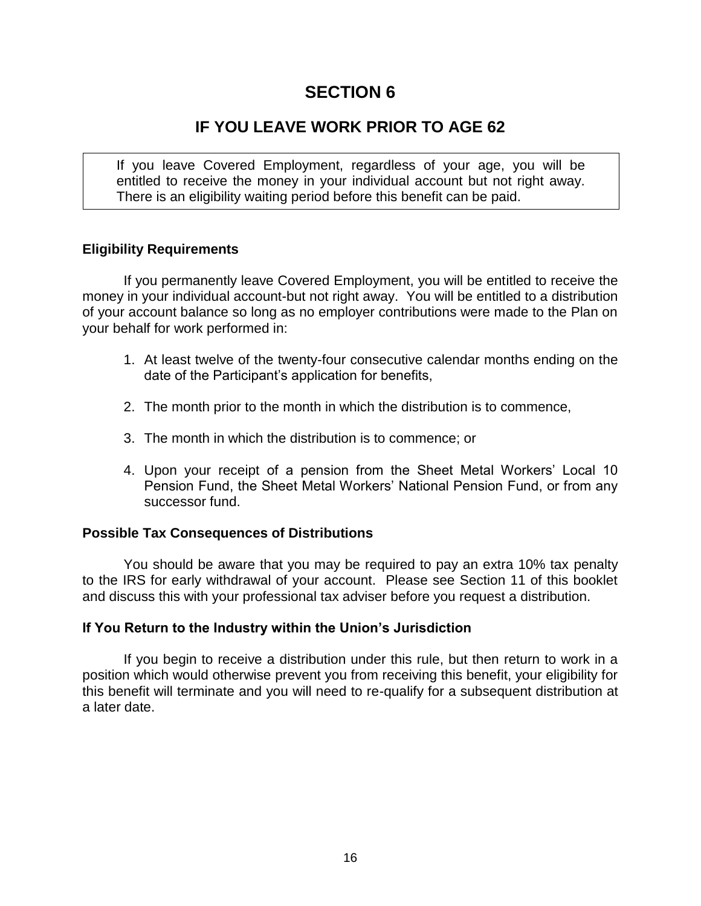# SECTION 6

## IF YOU LEAVE WORK PRIOR TO AGE 62

> If you leave Covered Employment, regardless of your age, you will be entitled to receive the money in your individual account but not right away. There is an eligibility waiting period before this benefit can be paid.

### Eligibility Requirements

If you permanently leave Covered Employment, you will be entitled to receive the money in your individual account-but not right away. You will be entitled to a distribution of your account balance so long as no employer contributions were made to the Plan on your behalf for work performed in:

1. At least twelve of the twenty-four consecutive calendar months ending on the date of the Participant's application for benefits,
2. The month prior to the month in which the distribution is to commence,
3. The month in which the distribution is to commence; or
4. Upon your receipt of a pension from the Sheet Metal Workers' Local 10 Pension Fund, the Sheet Metal Workers' National Pension Fund, or from any successor fund.

### Possible Tax Consequences of Distributions

You should be aware that you may be required to pay an extra 10% tax penalty to the IRS for early withdrawal of your account. Please see Section 11 of this booklet and discuss this with your professional tax adviser before you request a distribution.

### If You Return to the Industry within the Union's Jurisdiction

If you begin to receive a distribution under this rule, but then return to work in a position which would otherwise prevent you from receiving this benefit, your eligibility for this benefit will terminate and you will need to re-qualify for a subsequent distribution at a later date.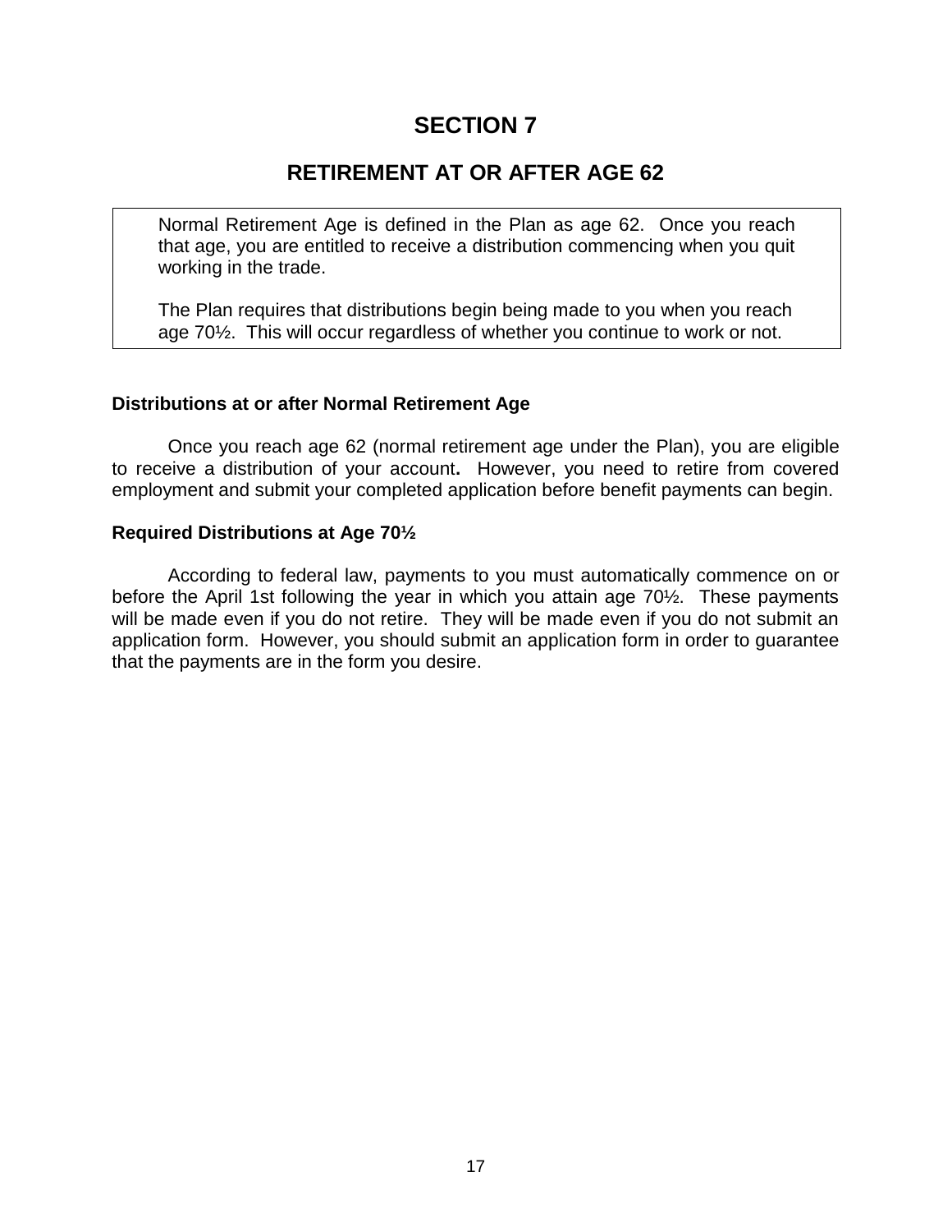# SECTION 7

## RETIREMENT AT OR AFTER AGE 62

> Normal Retirement Age is defined in the Plan as age 62. Once you reach that age, you are entitled to receive a distribution commencing when you quit working in the trade.
>
> The Plan requires that distributions begin being made to you when you reach age 70½. This will occur regardless of whether you continue to work or not.

### Distributions at or after Normal Retirement Age

Once you reach age 62 (normal retirement age under the Plan), you are eligible to receive a distribution of your account**.** However, you need to retire from covered employment and submit your completed application before benefit payments can begin.

### Required Distributions at Age 70½

According to federal law, payments to you must automatically commence on or before the April 1st following the year in which you attain age 70½. These payments will be made even if you do not retire. They will be made even if you do not submit an application form. However, you should submit an application form in order to guarantee that the payments are in the form you desire.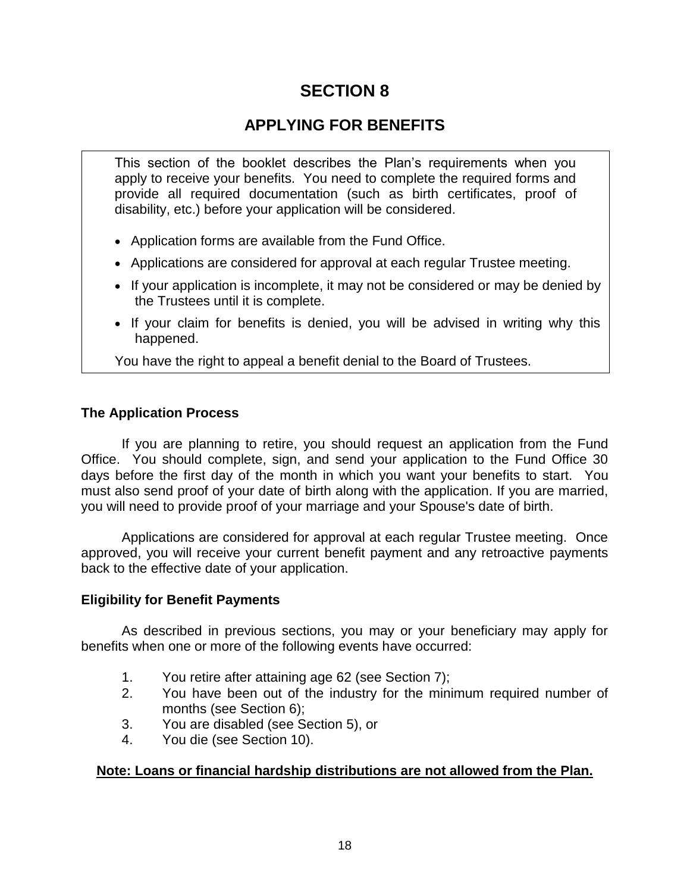# SECTION 8

## APPLYING FOR BENEFITS

This section of the booklet describes the Plan's requirements when you apply to receive your benefits. You need to complete the required forms and provide all required documentation (such as birth certificates, proof of disability, etc.) before your application will be considered.

- Application forms are available from the Fund Office.
- Applications are considered for approval at each regular Trustee meeting.
- If your application is incomplete, it may not be considered or may be denied by the Trustees until it is complete.
- If your claim for benefits is denied, you will be advised in writing why this happened.

You have the right to appeal a benefit denial to the Board of Trustees.

### The Application Process

If you are planning to retire, you should request an application from the Fund Office. You should complete, sign, and send your application to the Fund Office 30 days before the first day of the month in which you want your benefits to start. You must also send proof of your date of birth along with the application. If you are married, you will need to provide proof of your marriage and your Spouse's date of birth.

Applications are considered for approval at each regular Trustee meeting. Once approved, you will receive your current benefit payment and any retroactive payments back to the effective date of your application.

### Eligibility for Benefit Payments

As described in previous sections, you may or your beneficiary may apply for benefits when one or more of the following events have occurred:

1. You retire after attaining age 62 (see Section 7);
2. You have been out of the industry for the minimum required number of months (see Section 6);
3. You are disabled (see Section 5), or
4. You die (see Section 10).

**Note: Loans or financial hardship distributions are not allowed from the Plan.**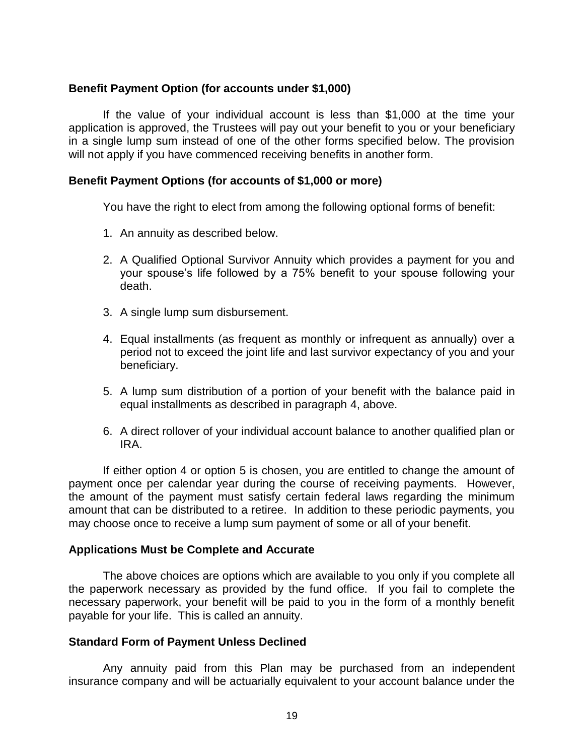**Benefit Payment Option (for accounts under $1,000)**

If the value of your individual account is less than $1,000 at the time your application is approved, the Trustees will pay out your benefit to you or your beneficiary in a single lump sum instead of one of the other forms specified below. The provision will not apply if you have commenced receiving benefits in another form.

**Benefit Payment Options (for accounts of $1,000 or more)**

You have the right to elect from among the following optional forms of benefit:

1. An annuity as described below.
2. A Qualified Optional Survivor Annuity which provides a payment for you and your spouse's life followed by a 75% benefit to your spouse following your death.
3. A single lump sum disbursement.
4. Equal installments (as frequent as monthly or infrequent as annually) over a period not to exceed the joint life and last survivor expectancy of you and your beneficiary.
5. A lump sum distribution of a portion of your benefit with the balance paid in equal installments as described in paragraph 4, above.
6. A direct rollover of your individual account balance to another qualified plan or IRA.

If either option 4 or option 5 is chosen, you are entitled to change the amount of payment once per calendar year during the course of receiving payments. However, the amount of the payment must satisfy certain federal laws regarding the minimum amount that can be distributed to a retiree. In addition to these periodic payments, you may choose once to receive a lump sum payment of some or all of your benefit.

**Applications Must be Complete and Accurate**

The above choices are options which are available to you only if you complete all the paperwork necessary as provided by the fund office. If you fail to complete the necessary paperwork, your benefit will be paid to you in the form of a monthly benefit payable for your life. This is called an annuity.

**Standard Form of Payment Unless Declined**

Any annuity paid from this Plan may be purchased from an independent insurance company and will be actuarially equivalent to your account balance under the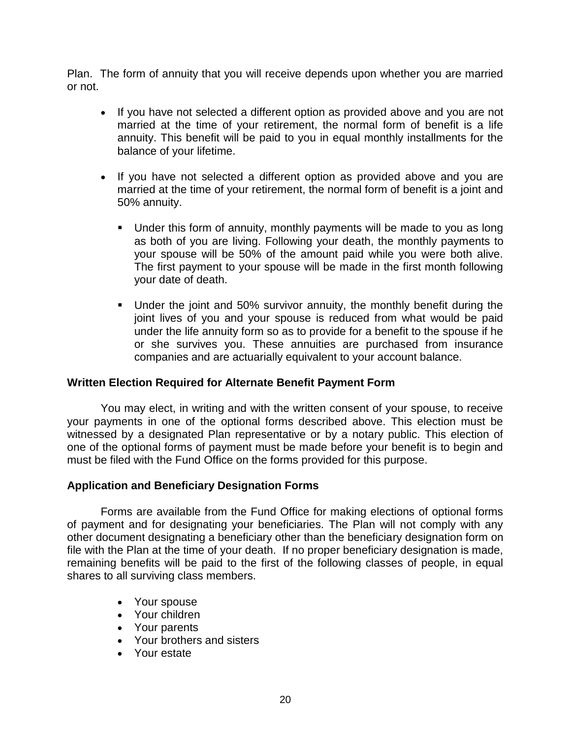Plan. The form of annuity that you will receive depends upon whether you are married or not.

- If you have not selected a different option as provided above and you are not married at the time of your retirement, the normal form of benefit is a life annuity. This benefit will be paid to you in equal monthly installments for the balance of your lifetime.

- If you have not selected a different option as provided above and you are married at the time of your retirement, the normal form of benefit is a joint and 50% annuity.

  - Under this form of annuity, monthly payments will be made to you as long as both of you are living. Following your death, the monthly payments to your spouse will be 50% of the amount paid while you were both alive. The first payment to your spouse will be made in the first month following your date of death.

  - Under the joint and 50% survivor annuity, the monthly benefit during the joint lives of you and your spouse is reduced from what would be paid under the life annuity form so as to provide for a benefit to the spouse if he or she survives you. These annuities are purchased from insurance companies and are actuarially equivalent to your account balance.

**Written Election Required for Alternate Benefit Payment Form**

You may elect, in writing and with the written consent of your spouse, to receive your payments in one of the optional forms described above. This election must be witnessed by a designated Plan representative or by a notary public. This election of one of the optional forms of payment must be made before your benefit is to begin and must be filed with the Fund Office on the forms provided for this purpose.

**Application and Beneficiary Designation Forms**

Forms are available from the Fund Office for making elections of optional forms of payment and for designating your beneficiaries. The Plan will not comply with any other document designating a beneficiary other than the beneficiary designation form on file with the Plan at the time of your death. If no proper beneficiary designation is made, remaining benefits will be paid to the first of the following classes of people, in equal shares to all surviving class members.

- Your spouse
- Your children
- Your parents
- Your brothers and sisters
- Your estate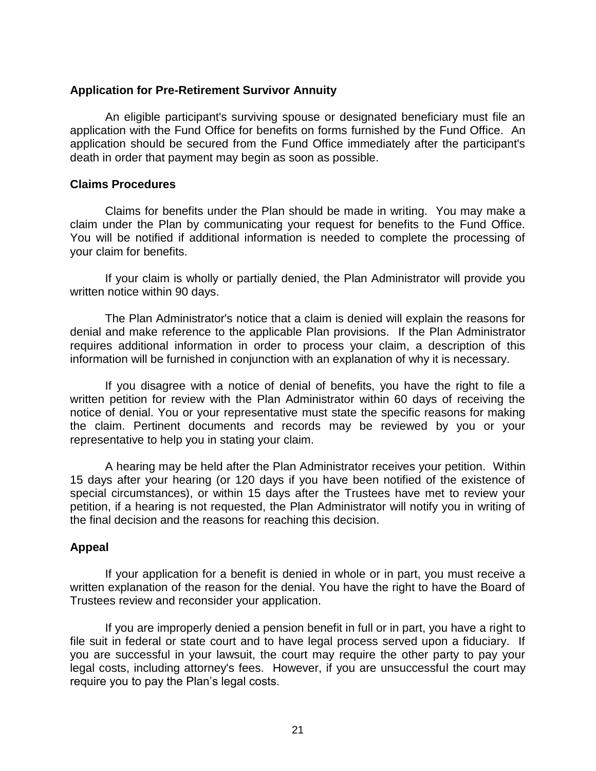### Application for Pre-Retirement Survivor Annuity

An eligible participant's surviving spouse or designated beneficiary must file an application with the Fund Office for benefits on forms furnished by the Fund Office. An application should be secured from the Fund Office immediately after the participant's death in order that payment may begin as soon as possible.

### Claims Procedures

Claims for benefits under the Plan should be made in writing. You may make a claim under the Plan by communicating your request for benefits to the Fund Office. You will be notified if additional information is needed to complete the processing of your claim for benefits.

If your claim is wholly or partially denied, the Plan Administrator will provide you written notice within 90 days.

The Plan Administrator's notice that a claim is denied will explain the reasons for denial and make reference to the applicable Plan provisions. If the Plan Administrator requires additional information in order to process your claim, a description of this information will be furnished in conjunction with an explanation of why it is necessary.

If you disagree with a notice of denial of benefits, you have the right to file a written petition for review with the Plan Administrator within 60 days of receiving the notice of denial. You or your representative must state the specific reasons for making the claim. Pertinent documents and records may be reviewed by you or your representative to help you in stating your claim.

A hearing may be held after the Plan Administrator receives your petition. Within 15 days after your hearing (or 120 days if you have been notified of the existence of special circumstances), or within 15 days after the Trustees have met to review your petition, if a hearing is not requested, the Plan Administrator will notify you in writing of the final decision and the reasons for reaching this decision.

### Appeal

If your application for a benefit is denied in whole or in part, you must receive a written explanation of the reason for the denial. You have the right to have the Board of Trustees review and reconsider your application.

If you are improperly denied a pension benefit in full or in part, you have a right to file suit in federal or state court and to have legal process served upon a fiduciary. If you are successful in your lawsuit, the court may require the other party to pay your legal costs, including attorney's fees. However, if you are unsuccessful the court may require you to pay the Plan's legal costs.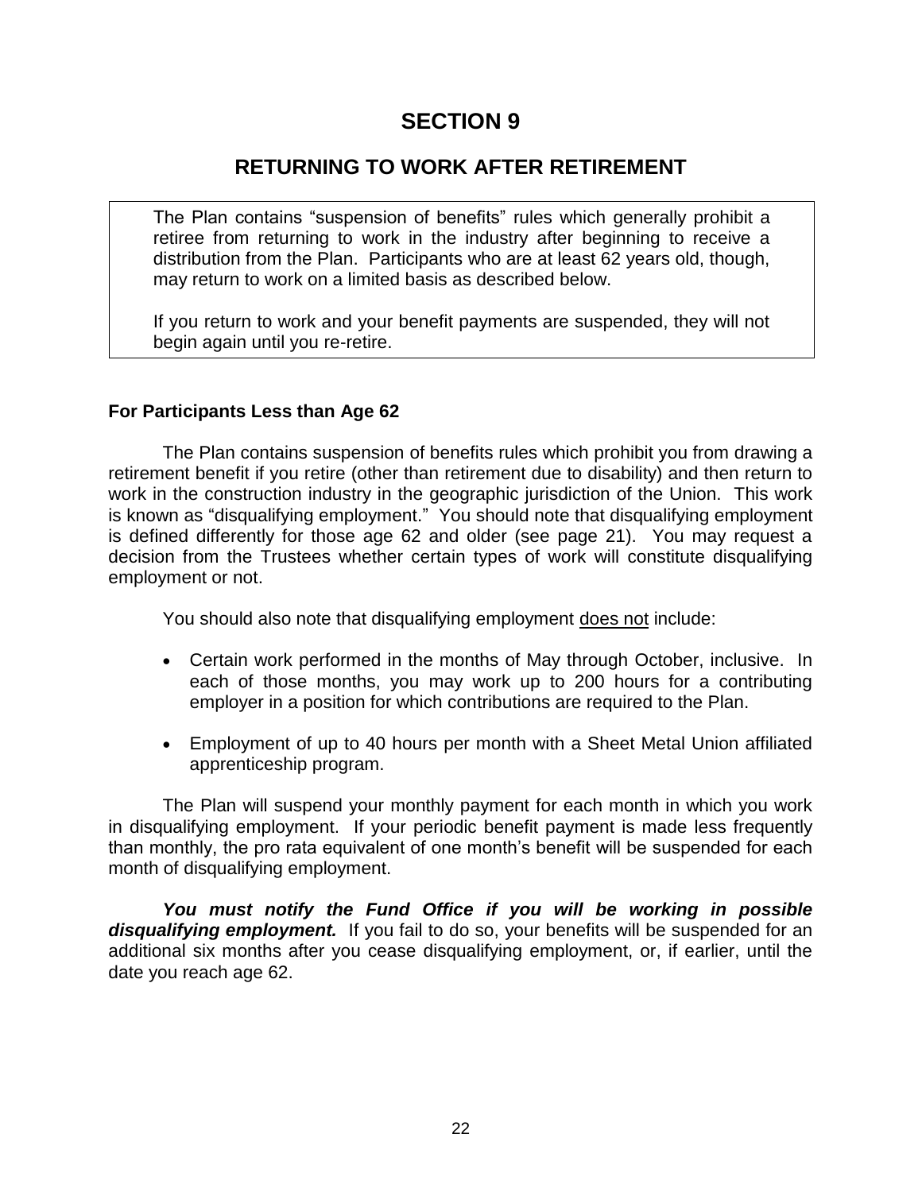# SECTION 9

## RETURNING TO WORK AFTER RETIREMENT

> The Plan contains "suspension of benefits" rules which generally prohibit a retiree from returning to work in the industry after beginning to receive a distribution from the Plan. Participants who are at least 62 years old, though, may return to work on a limited basis as described below.
>
> If you return to work and your benefit payments are suspended, they will not begin again until you re-retire.

### For Participants Less than Age 62

The Plan contains suspension of benefits rules which prohibit you from drawing a retirement benefit if you retire (other than retirement due to disability) and then return to work in the construction industry in the geographic jurisdiction of the Union. This work is known as "disqualifying employment." You should note that disqualifying employment is defined differently for those age 62 and older (see page 21). You may request a decision from the Trustees whether certain types of work will constitute disqualifying employment or not.

You should also note that disqualifying employment <u>does not</u> include:

- Certain work performed in the months of May through October, inclusive. In each of those months, you may work up to 200 hours for a contributing employer in a position for which contributions are required to the Plan.
- Employment of up to 40 hours per month with a Sheet Metal Union affiliated apprenticeship program.

The Plan will suspend your monthly payment for each month in which you work in disqualifying employment. If your periodic benefit payment is made less frequently than monthly, the pro rata equivalent of one month's benefit will be suspended for each month of disqualifying employment.

***You must notify the Fund Office if you will be working in possible disqualifying employment.*** If you fail to do so, your benefits will be suspended for an additional six months after you cease disqualifying employment, or, if earlier, until the date you reach age 62.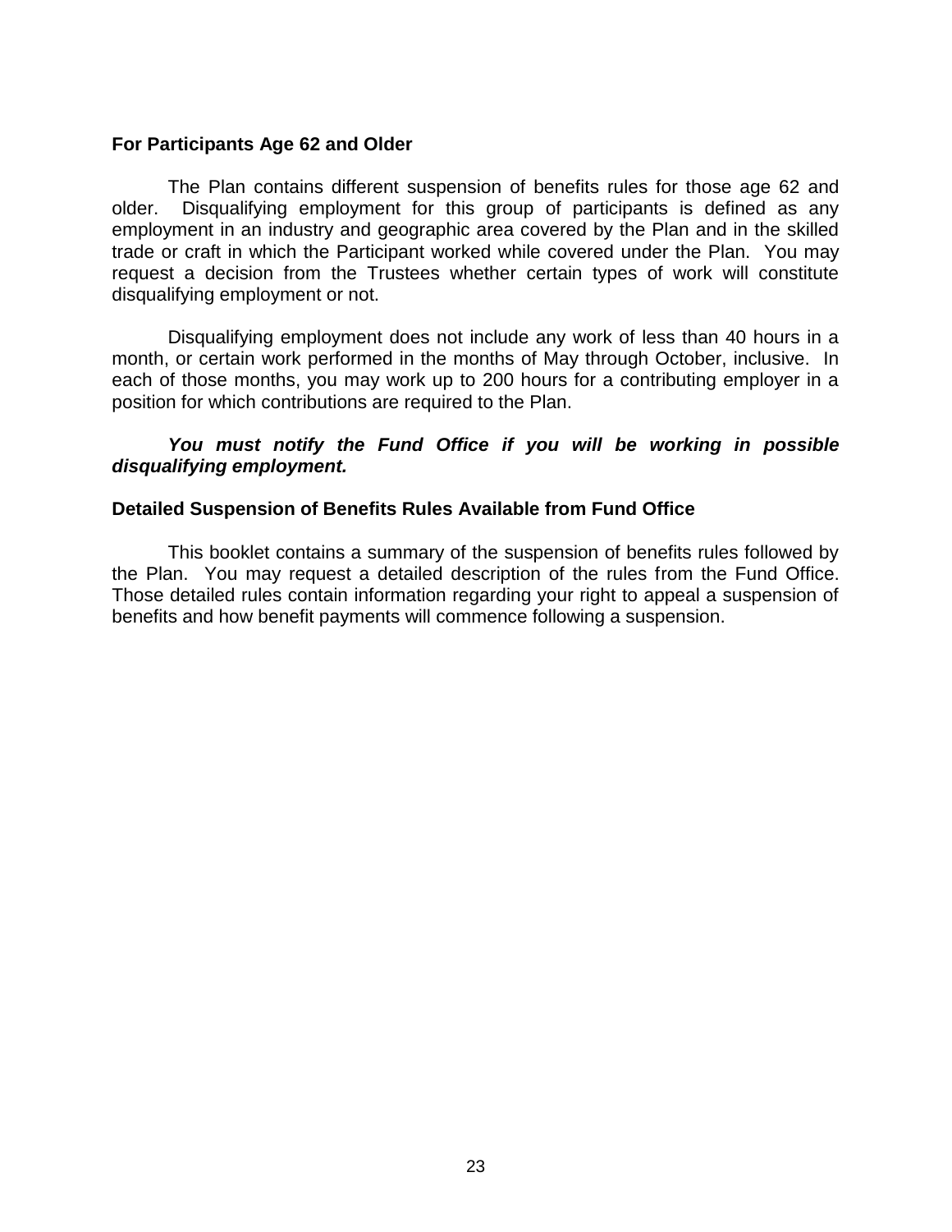### For Participants Age 62 and Older

The Plan contains different suspension of benefits rules for those age 62 and older. Disqualifying employment for this group of participants is defined as any employment in an industry and geographic area covered by the Plan and in the skilled trade or craft in which the Participant worked while covered under the Plan. You may request a decision from the Trustees whether certain types of work will constitute disqualifying employment or not.

Disqualifying employment does not include any work of less than 40 hours in a month, or certain work performed in the months of May through October, inclusive. In each of those months, you may work up to 200 hours for a contributing employer in a position for which contributions are required to the Plan.

***You must notify the Fund Office if you will be working in possible disqualifying employment.***

### Detailed Suspension of Benefits Rules Available from Fund Office

This booklet contains a summary of the suspension of benefits rules followed by the Plan. You may request a detailed description of the rules from the Fund Office. Those detailed rules contain information regarding your right to appeal a suspension of benefits and how benefit payments will commence following a suspension.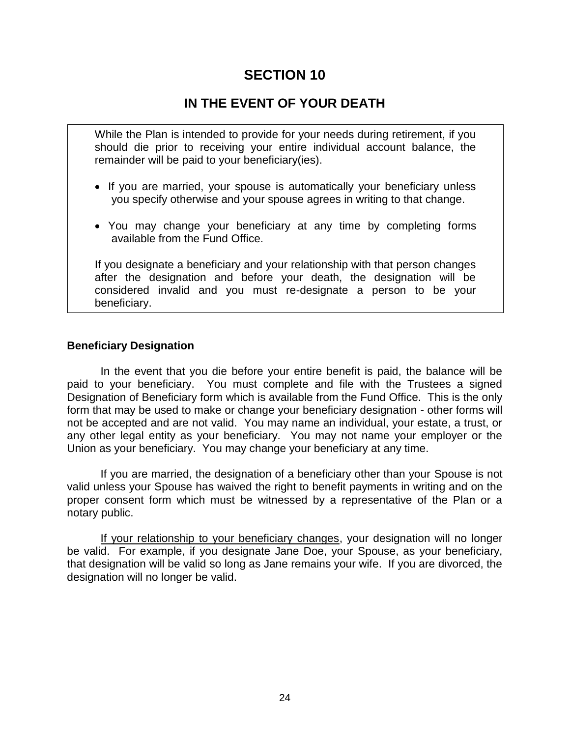# SECTION 10

## IN THE EVENT OF YOUR DEATH

> While the Plan is intended to provide for your needs during retirement, if you should die prior to receiving your entire individual account balance, the remainder will be paid to your beneficiary(ies).
>
> - If you are married, your spouse is automatically your beneficiary unless you specify otherwise and your spouse agrees in writing to that change.
>
> - You may change your beneficiary at any time by completing forms available from the Fund Office.
>
> If you designate a beneficiary and your relationship with that person changes after the designation and before your death, the designation will be considered invalid and you must re-designate a person to be your beneficiary.

**Beneficiary Designation**

In the event that you die before your entire benefit is paid, the balance will be paid to your beneficiary. You must complete and file with the Trustees a signed Designation of Beneficiary form which is available from the Fund Office. This is the only form that may be used to make or change your beneficiary designation - other forms will not be accepted and are not valid. You may name an individual, your estate, a trust, or any other legal entity as your beneficiary. You may not name your employer or the Union as your beneficiary. You may change your beneficiary at any time.

If you are married, the designation of a beneficiary other than your Spouse is not valid unless your Spouse has waived the right to benefit payments in writing and on the proper consent form which must be witnessed by a representative of the Plan or a notary public.

<u>If your relationship to your beneficiary changes</u>, your designation will no longer be valid. For example, if you designate Jane Doe, your Spouse, as your beneficiary, that designation will be valid so long as Jane remains your wife. If you are divorced, the designation will no longer be valid.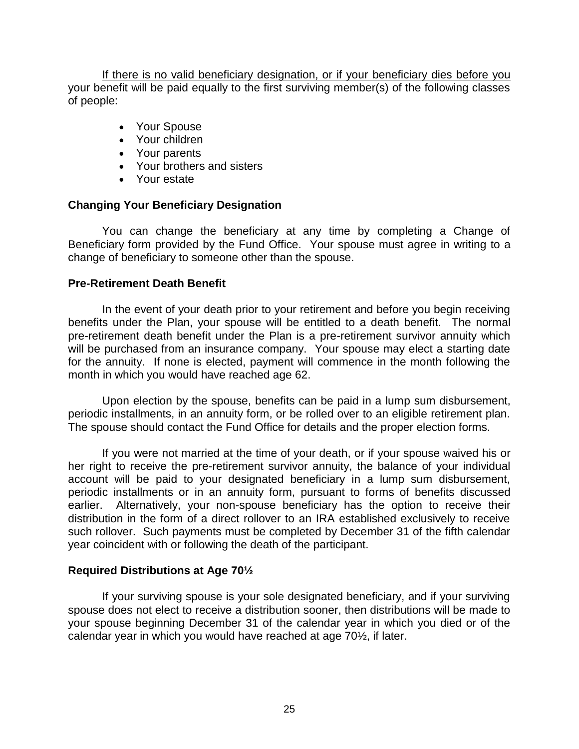If there is no valid beneficiary designation, or if your beneficiary dies before you your benefit will be paid equally to the first surviving member(s) of the following classes of people:

- Your Spouse
- Your children
- Your parents
- Your brothers and sisters
- Your estate

### Changing Your Beneficiary Designation

You can change the beneficiary at any time by completing a Change of Beneficiary form provided by the Fund Office. Your spouse must agree in writing to a change of beneficiary to someone other than the spouse.

### Pre-Retirement Death Benefit

In the event of your death prior to your retirement and before you begin receiving benefits under the Plan, your spouse will be entitled to a death benefit. The normal pre-retirement death benefit under the Plan is a pre-retirement survivor annuity which will be purchased from an insurance company. Your spouse may elect a starting date for the annuity. If none is elected, payment will commence in the month following the month in which you would have reached age 62.

Upon election by the spouse, benefits can be paid in a lump sum disbursement, periodic installments, in an annuity form, or be rolled over to an eligible retirement plan. The spouse should contact the Fund Office for details and the proper election forms.

If you were not married at the time of your death, or if your spouse waived his or her right to receive the pre-retirement survivor annuity, the balance of your individual account will be paid to your designated beneficiary in a lump sum disbursement, periodic installments or in an annuity form, pursuant to forms of benefits discussed earlier. Alternatively, your non-spouse beneficiary has the option to receive their distribution in the form of a direct rollover to an IRA established exclusively to receive such rollover. Such payments must be completed by December 31 of the fifth calendar year coincident with or following the death of the participant.

### Required Distributions at Age 70½

If your surviving spouse is your sole designated beneficiary, and if your surviving spouse does not elect to receive a distribution sooner, then distributions will be made to your spouse beginning December 31 of the calendar year in which you died or of the calendar year in which you would have reached at age 70½, if later.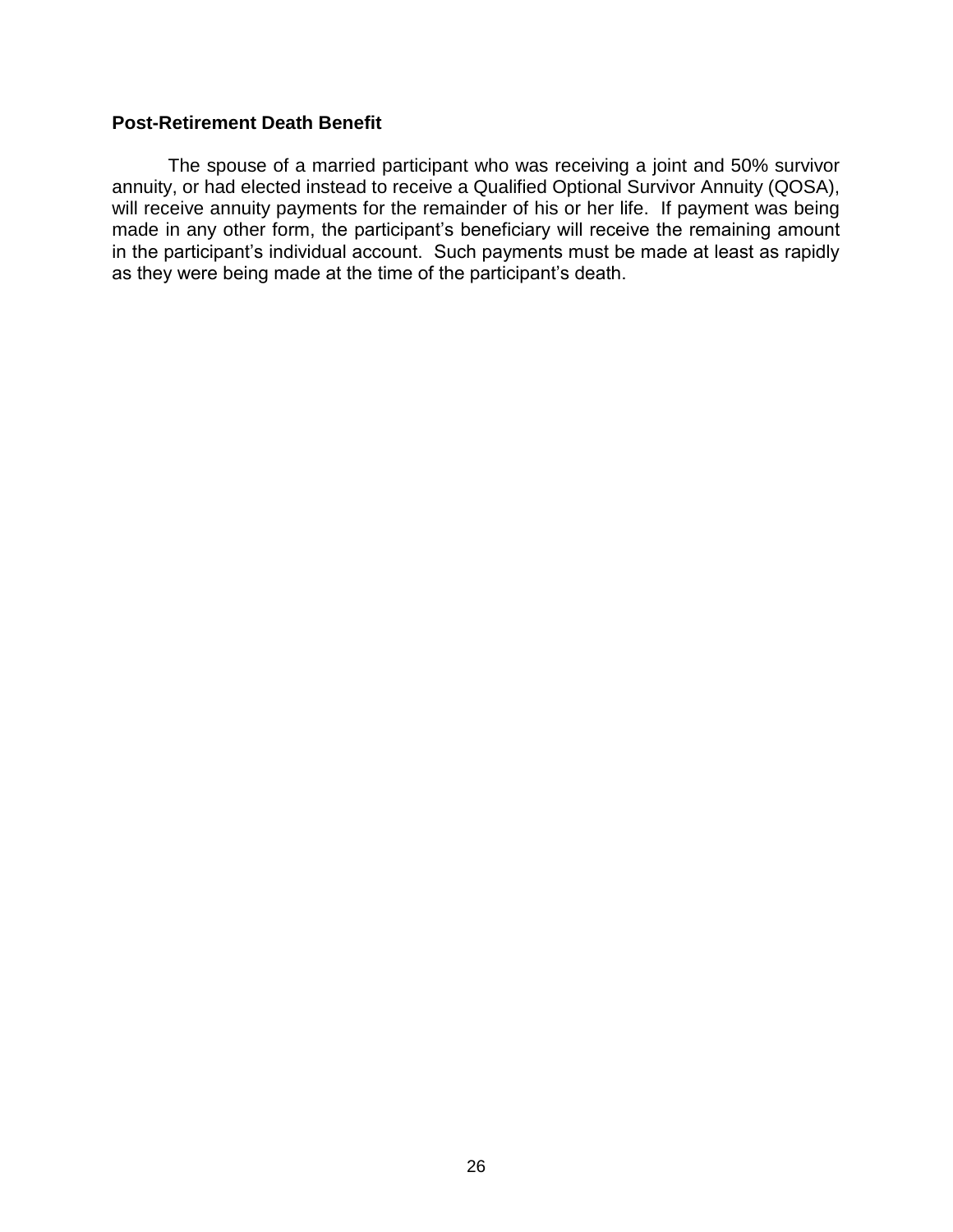### Post-Retirement Death Benefit

The spouse of a married participant who was receiving a joint and 50% survivor annuity, or had elected instead to receive a Qualified Optional Survivor Annuity (QOSA), will receive annuity payments for the remainder of his or her life. If payment was being made in any other form, the participant's beneficiary will receive the remaining amount in the participant's individual account. Such payments must be made at least as rapidly as they were being made at the time of the participant's death.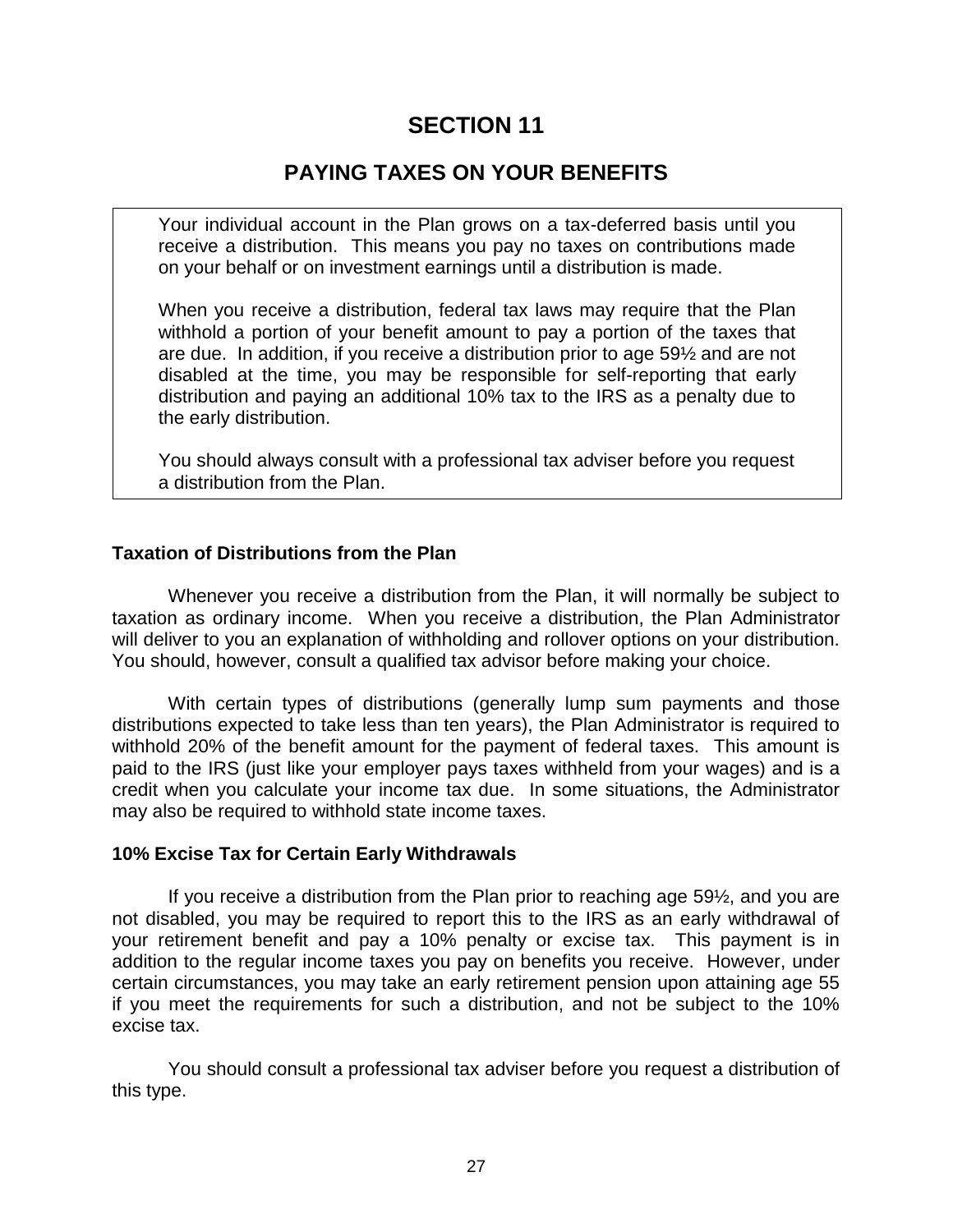# SECTION 11

## PAYING TAXES ON YOUR BENEFITS

> Your individual account in the Plan grows on a tax-deferred basis until you receive a distribution. This means you pay no taxes on contributions made on your behalf or on investment earnings until a distribution is made.
>
> When you receive a distribution, federal tax laws may require that the Plan withhold a portion of your benefit amount to pay a portion of the taxes that are due. In addition, if you receive a distribution prior to age 59½ and are not disabled at the time, you may be responsible for self-reporting that early distribution and paying an additional 10% tax to the IRS as a penalty due to the early distribution.
>
> You should always consult with a professional tax adviser before you request a distribution from the Plan.

**Taxation of Distributions from the Plan**

Whenever you receive a distribution from the Plan, it will normally be subject to taxation as ordinary income. When you receive a distribution, the Plan Administrator will deliver to you an explanation of withholding and rollover options on your distribution. You should, however, consult a qualified tax advisor before making your choice.

With certain types of distributions (generally lump sum payments and those distributions expected to take less than ten years), the Plan Administrator is required to withhold 20% of the benefit amount for the payment of federal taxes. This amount is paid to the IRS (just like your employer pays taxes withheld from your wages) and is a credit when you calculate your income tax due. In some situations, the Administrator may also be required to withhold state income taxes.

**10% Excise Tax for Certain Early Withdrawals**

If you receive a distribution from the Plan prior to reaching age 59½, and you are not disabled, you may be required to report this to the IRS as an early withdrawal of your retirement benefit and pay a 10% penalty or excise tax. This payment is in addition to the regular income taxes you pay on benefits you receive. However, under certain circumstances, you may take an early retirement pension upon attaining age 55 if you meet the requirements for such a distribution, and not be subject to the 10% excise tax.

You should consult a professional tax adviser before you request a distribution of this type.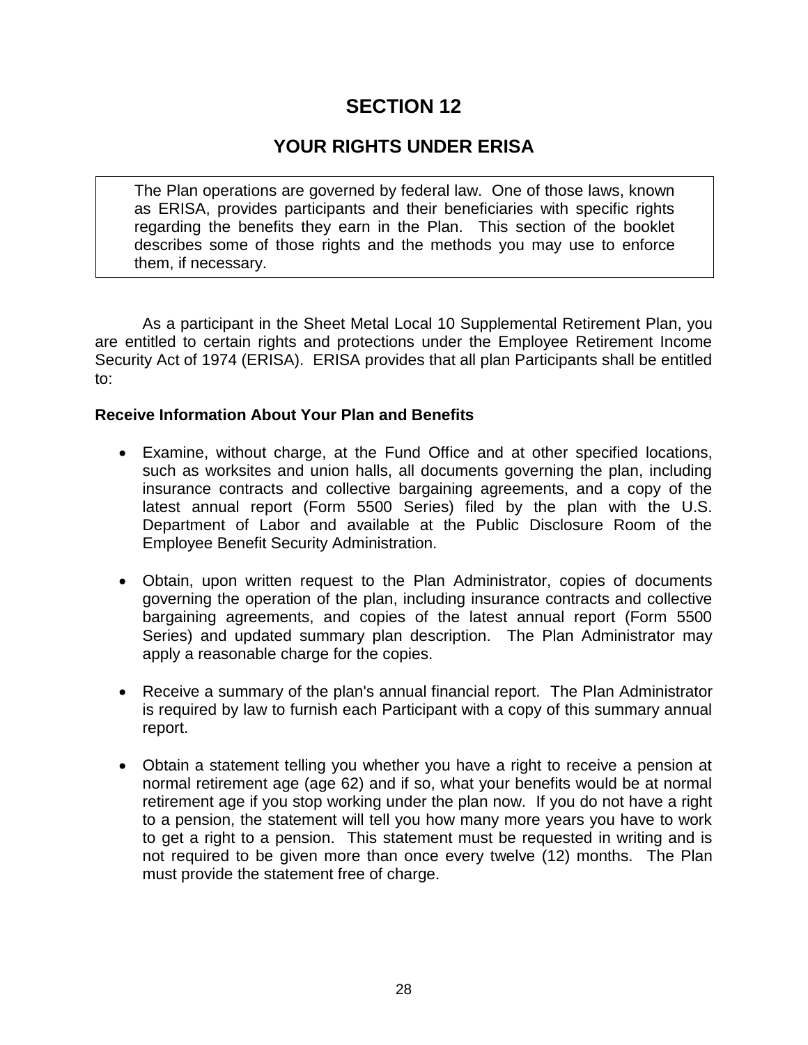# SECTION 12

## YOUR RIGHTS UNDER ERISA

> The Plan operations are governed by federal law. One of those laws, known as ERISA, provides participants and their beneficiaries with specific rights regarding the benefits they earn in the Plan. This section of the booklet describes some of those rights and the methods you may use to enforce them, if necessary.

As a participant in the Sheet Metal Local 10 Supplemental Retirement Plan, you are entitled to certain rights and protections under the Employee Retirement Income Security Act of 1974 (ERISA). ERISA provides that all plan Participants shall be entitled to:

**Receive Information About Your Plan and Benefits**

- Examine, without charge, at the Fund Office and at other specified locations, such as worksites and union halls, all documents governing the plan, including insurance contracts and collective bargaining agreements, and a copy of the latest annual report (Form 5500 Series) filed by the plan with the U.S. Department of Labor and available at the Public Disclosure Room of the Employee Benefit Security Administration.

- Obtain, upon written request to the Plan Administrator, copies of documents governing the operation of the plan, including insurance contracts and collective bargaining agreements, and copies of the latest annual report (Form 5500 Series) and updated summary plan description. The Plan Administrator may apply a reasonable charge for the copies.

- Receive a summary of the plan's annual financial report. The Plan Administrator is required by law to furnish each Participant with a copy of this summary annual report.

- Obtain a statement telling you whether you have a right to receive a pension at normal retirement age (age 62) and if so, what your benefits would be at normal retirement age if you stop working under the plan now. If you do not have a right to a pension, the statement will tell you how many more years you have to work to get a right to a pension. This statement must be requested in writing and is not required to be given more than once every twelve (12) months. The Plan must provide the statement free of charge.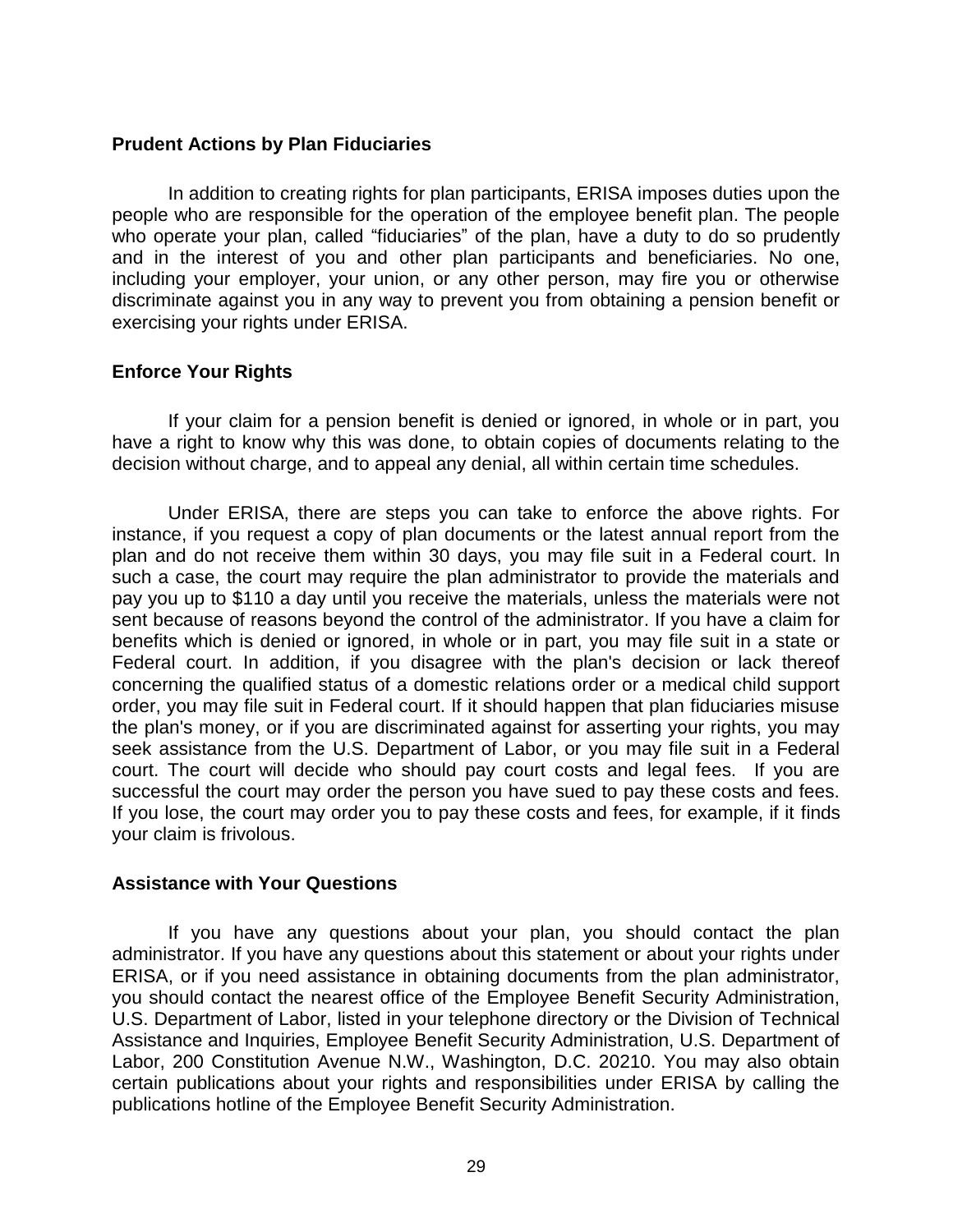### Prudent Actions by Plan Fiduciaries

In addition to creating rights for plan participants, ERISA imposes duties upon the people who are responsible for the operation of the employee benefit plan. The people who operate your plan, called “fiduciaries” of the plan, have a duty to do so prudently and in the interest of you and other plan participants and beneficiaries. No one, including your employer, your union, or any other person, may fire you or otherwise discriminate against you in any way to prevent you from obtaining a pension benefit or exercising your rights under ERISA.

### Enforce Your Rights

If your claim for a pension benefit is denied or ignored, in whole or in part, you have a right to know why this was done, to obtain copies of documents relating to the decision without charge, and to appeal any denial, all within certain time schedules.

Under ERISA, there are steps you can take to enforce the above rights. For instance, if you request a copy of plan documents or the latest annual report from the plan and do not receive them within 30 days, you may file suit in a Federal court. In such a case, the court may require the plan administrator to provide the materials and pay you up to $110 a day until you receive the materials, unless the materials were not sent because of reasons beyond the control of the administrator. If you have a claim for benefits which is denied or ignored, in whole or in part, you may file suit in a state or Federal court. In addition, if you disagree with the plan's decision or lack thereof concerning the qualified status of a domestic relations order or a medical child support order, you may file suit in Federal court. If it should happen that plan fiduciaries misuse the plan's money, or if you are discriminated against for asserting your rights, you may seek assistance from the U.S. Department of Labor, or you may file suit in a Federal court. The court will decide who should pay court costs and legal fees. If you are successful the court may order the person you have sued to pay these costs and fees. If you lose, the court may order you to pay these costs and fees, for example, if it finds your claim is frivolous.

### Assistance with Your Questions

If you have any questions about your plan, you should contact the plan administrator. If you have any questions about this statement or about your rights under ERISA, or if you need assistance in obtaining documents from the plan administrator, you should contact the nearest office of the Employee Benefit Security Administration, U.S. Department of Labor, listed in your telephone directory or the Division of Technical Assistance and Inquiries, Employee Benefit Security Administration, U.S. Department of Labor, 200 Constitution Avenue N.W., Washington, D.C. 20210. You may also obtain certain publications about your rights and responsibilities under ERISA by calling the publications hotline of the Employee Benefit Security Administration.